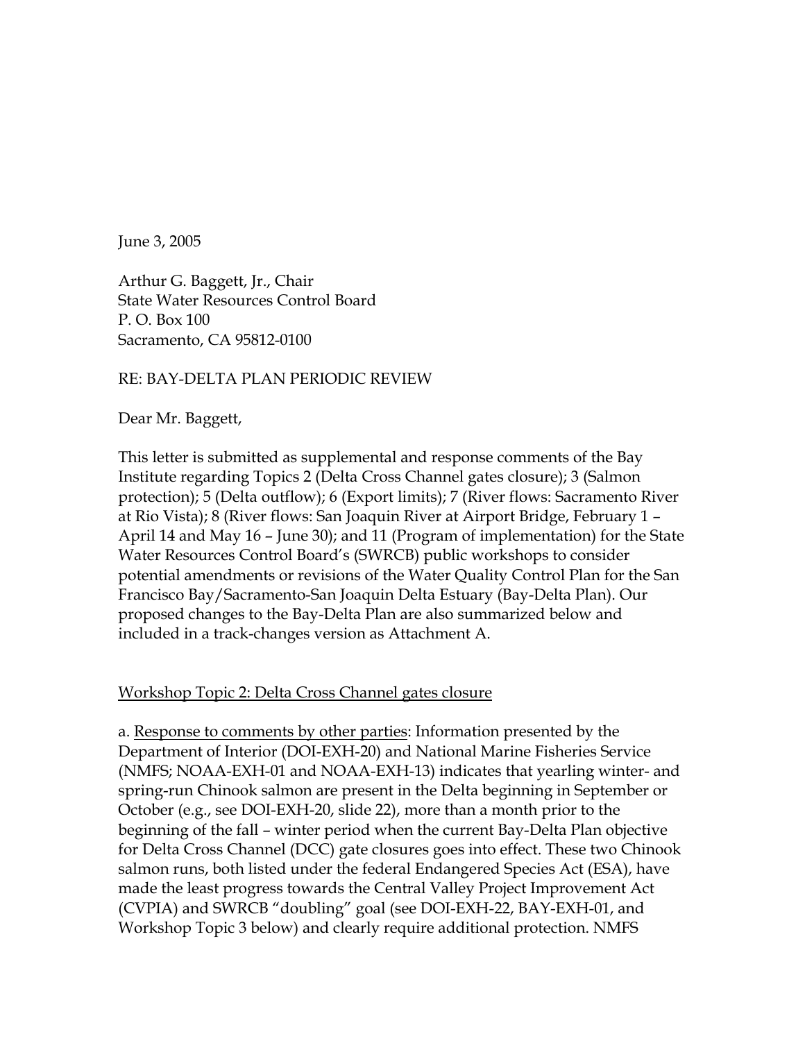June 3, 2005

Arthur G. Baggett, Jr., Chair
State Water Resources Control Board
P. O. Box 100
Sacramento, CA 95812-0100

RE: BAY-DELTA PLAN PERIODIC REVIEW

Dear Mr. Baggett,

This letter is submitted as supplemental and response comments of the Bay Institute regarding Topics 2 (Delta Cross Channel gates closure); 3 (Salmon protection); 5 (Delta outflow); 6 (Export limits); 7 (River flows: Sacramento River at Rio Vista); 8 (River flows: San Joaquin River at Airport Bridge, February 1 – April 14 and May 16 – June 30); and 11 (Program of implementation) for the State Water Resources Control Board's (SWRCB) public workshops to consider potential amendments or revisions of the Water Quality Control Plan for the San Francisco Bay/Sacramento-San Joaquin Delta Estuary (Bay-Delta Plan). Our proposed changes to the Bay-Delta Plan are also summarized below and included in a track-changes version as Attachment A.

<u>Workshop Topic 2: Delta Cross Channel gates closure</u>

a. <u>Response to comments by other parties</u>: Information presented by the Department of Interior (DOI-EXH-20) and National Marine Fisheries Service (NMFS; NOAA-EXH-01 and NOAA-EXH-13) indicates that yearling winter- and spring-run Chinook salmon are present in the Delta beginning in September or October (e.g., see DOI-EXH-20, slide 22), more than a month prior to the beginning of the fall – winter period when the current Bay-Delta Plan objective for Delta Cross Channel (DCC) gate closures goes into effect. These two Chinook salmon runs, both listed under the federal Endangered Species Act (ESA), have made the least progress towards the Central Valley Project Improvement Act (CVPIA) and SWRCB "doubling" goal (see DOI-EXH-22, BAY-EXH-01, and Workshop Topic 3 below) and clearly require additional protection. NMFS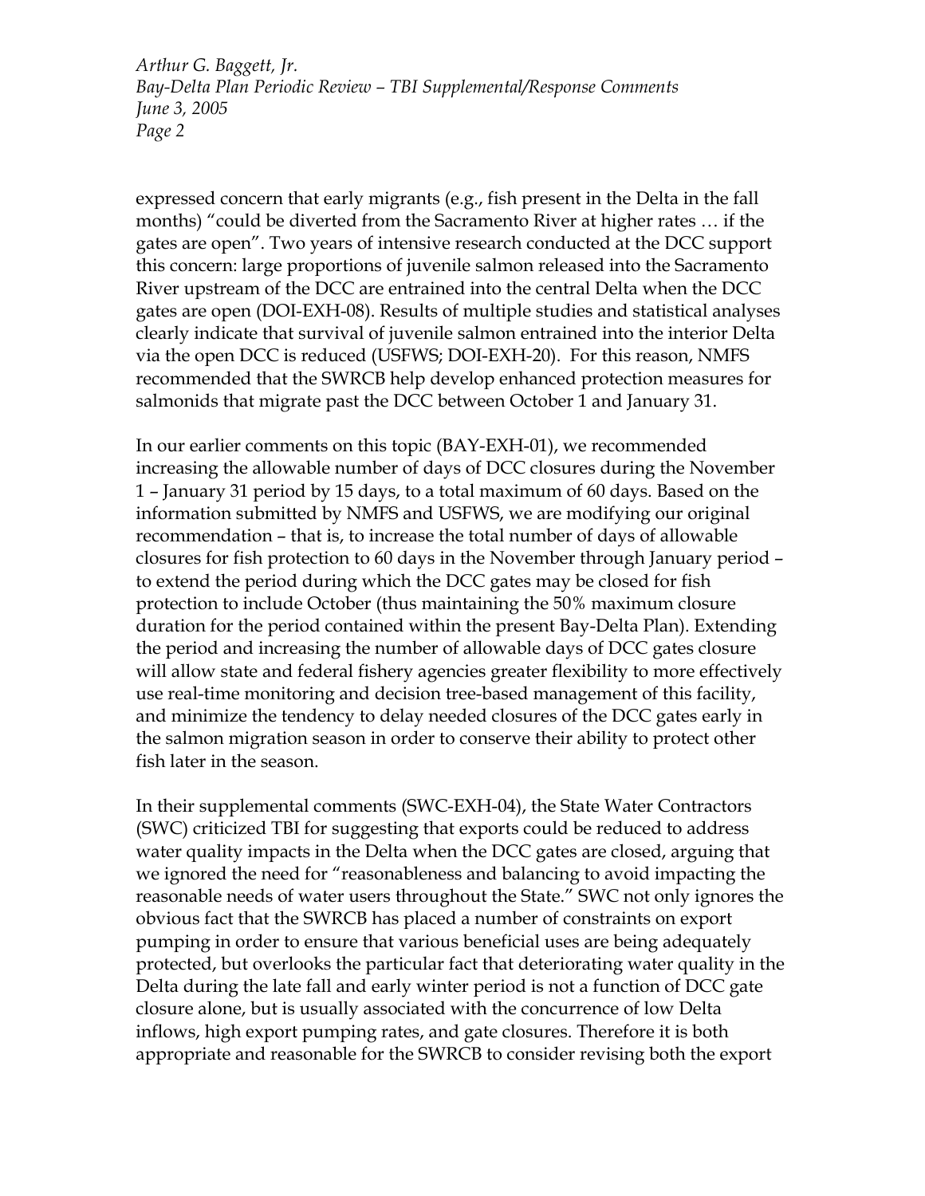expressed concern that early migrants (e.g., fish present in the Delta in the fall months) "could be diverted from the Sacramento River at higher rates … if the gates are open". Two years of intensive research conducted at the DCC support this concern: large proportions of juvenile salmon released into the Sacramento River upstream of the DCC are entrained into the central Delta when the DCC gates are open (DOI-EXH-08). Results of multiple studies and statistical analyses clearly indicate that survival of juvenile salmon entrained into the interior Delta via the open DCC is reduced (USFWS; DOI-EXH-20). For this reason, NMFS recommended that the SWRCB help develop enhanced protection measures for salmonids that migrate past the DCC between October 1 and January 31.

In our earlier comments on this topic (BAY-EXH-01), we recommended increasing the allowable number of days of DCC closures during the November 1 – January 31 period by 15 days, to a total maximum of 60 days. Based on the information submitted by NMFS and USFWS, we are modifying our original recommendation – that is, to increase the total number of days of allowable closures for fish protection to 60 days in the November through January period – to extend the period during which the DCC gates may be closed for fish protection to include October (thus maintaining the 50% maximum closure duration for the period contained within the present Bay-Delta Plan). Extending the period and increasing the number of allowable days of DCC gates closure will allow state and federal fishery agencies greater flexibility to more effectively use real-time monitoring and decision tree-based management of this facility, and minimize the tendency to delay needed closures of the DCC gates early in the salmon migration season in order to conserve their ability to protect other fish later in the season.

In their supplemental comments (SWC-EXH-04), the State Water Contractors (SWC) criticized TBI for suggesting that exports could be reduced to address water quality impacts in the Delta when the DCC gates are closed, arguing that we ignored the need for "reasonableness and balancing to avoid impacting the reasonable needs of water users throughout the State." SWC not only ignores the obvious fact that the SWRCB has placed a number of constraints on export pumping in order to ensure that various beneficial uses are being adequately protected, but overlooks the particular fact that deteriorating water quality in the Delta during the late fall and early winter period is not a function of DCC gate closure alone, but is usually associated with the concurrence of low Delta inflows, high export pumping rates, and gate closures. Therefore it is both appropriate and reasonable for the SWRCB to consider revising both the export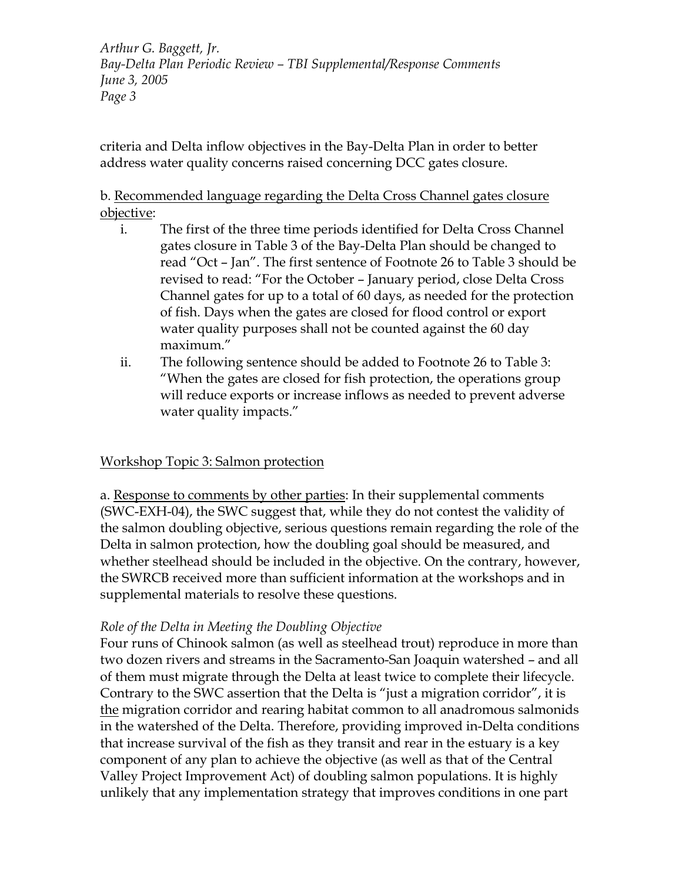criteria and Delta inflow objectives in the Bay-Delta Plan in order to better address water quality concerns raised concerning DCC gates closure.

b. <u>Recommended language regarding the Delta Cross Channel gates closure objective</u>:

i. The first of the three time periods identified for Delta Cross Channel gates closure in Table 3 of the Bay-Delta Plan should be changed to read "Oct – Jan". The first sentence of Footnote 26 to Table 3 should be revised to read: "For the October – January period, close Delta Cross Channel gates for up to a total of 60 days, as needed for the protection of fish. Days when the gates are closed for flood control or export water quality purposes shall not be counted against the 60 day maximum."

ii. The following sentence should be added to Footnote 26 to Table 3: "When the gates are closed for fish protection, the operations group will reduce exports or increase inflows as needed to prevent adverse water quality impacts."

<u>Workshop Topic 3: Salmon protection</u>

a. <u>Response to comments by other parties</u>: In their supplemental comments (SWC-EXH-04), the SWC suggest that, while they do not contest the validity of the salmon doubling objective, serious questions remain regarding the role of the Delta in salmon protection, how the doubling goal should be measured, and whether steelhead should be included in the objective. On the contrary, however, the SWRCB received more than sufficient information at the workshops and in supplemental materials to resolve these questions.

*Role of the Delta in Meeting the Doubling Objective*

Four runs of Chinook salmon (as well as steelhead trout) reproduce in more than two dozen rivers and streams in the Sacramento-San Joaquin watershed – and all of them must migrate through the Delta at least twice to complete their lifecycle. Contrary to the SWC assertion that the Delta is "just a migration corridor", it is <u>the</u> migration corridor and rearing habitat common to all anadromous salmonids in the watershed of the Delta. Therefore, providing improved in-Delta conditions that increase survival of the fish as they transit and rear in the estuary is a key component of any plan to achieve the objective (as well as that of the Central Valley Project Improvement Act) of doubling salmon populations. It is highly unlikely that any implementation strategy that improves conditions in one part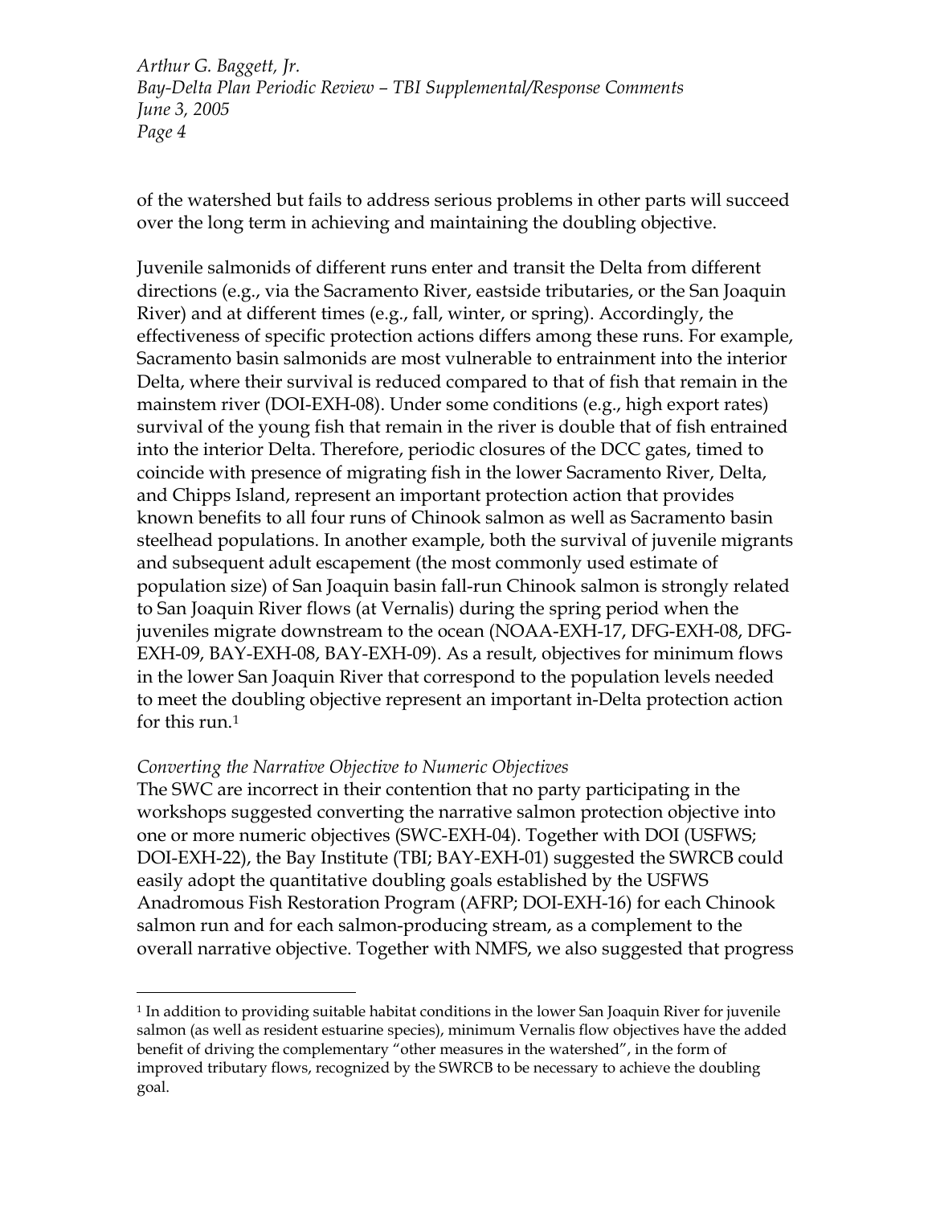of the watershed but fails to address serious problems in other parts will succeed over the long term in achieving and maintaining the doubling objective.

Juvenile salmonids of different runs enter and transit the Delta from different directions (e.g., via the Sacramento River, eastside tributaries, or the San Joaquin River) and at different times (e.g., fall, winter, or spring). Accordingly, the effectiveness of specific protection actions differs among these runs. For example, Sacramento basin salmonids are most vulnerable to entrainment into the interior Delta, where their survival is reduced compared to that of fish that remain in the mainstem river (DOI-EXH-08). Under some conditions (e.g., high export rates) survival of the young fish that remain in the river is double that of fish entrained into the interior Delta. Therefore, periodic closures of the DCC gates, timed to coincide with presence of migrating fish in the lower Sacramento River, Delta, and Chipps Island, represent an important protection action that provides known benefits to all four runs of Chinook salmon as well as Sacramento basin steelhead populations. In another example, both the survival of juvenile migrants and subsequent adult escapement (the most commonly used estimate of population size) of San Joaquin basin fall-run Chinook salmon is strongly related to San Joaquin River flows (at Vernalis) during the spring period when the juveniles migrate downstream to the ocean (NOAA-EXH-17, DFG-EXH-08, DFG-EXH-09, BAY-EXH-08, BAY-EXH-09). As a result, objectives for minimum flows in the lower San Joaquin River that correspond to the population levels needed to meet the doubling objective represent an important in-Delta protection action for this run.[1]

*Converting the Narrative Objective to Numeric Objectives*

The SWC are incorrect in their contention that no party participating in the workshops suggested converting the narrative salmon protection objective into one or more numeric objectives (SWC-EXH-04). Together with DOI (USFWS; DOI-EXH-22), the Bay Institute (TBI; BAY-EXH-01) suggested the SWRCB could easily adopt the quantitative doubling goals established by the USFWS Anadromous Fish Restoration Program (AFRP; DOI-EXH-16) for each Chinook salmon run and for each salmon-producing stream, as a complement to the overall narrative objective. Together with NMFS, we also suggested that progress

[1] In addition to providing suitable habitat conditions in the lower San Joaquin River for juvenile salmon (as well as resident estuarine species), minimum Vernalis flow objectives have the added benefit of driving the complementary "other measures in the watershed", in the form of improved tributary flows, recognized by the SWRCB to be necessary to achieve the doubling goal.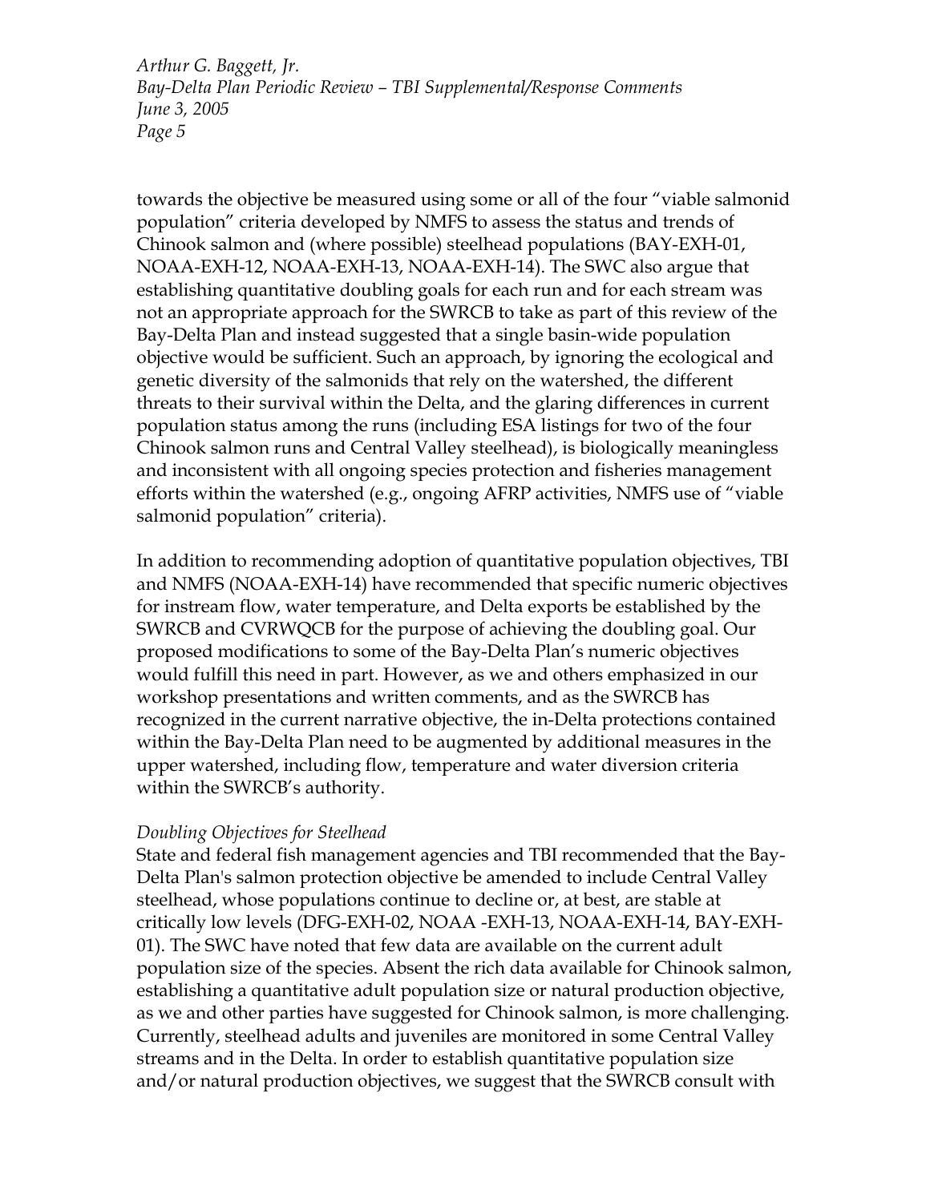towards the objective be measured using some or all of the four "viable salmonid population" criteria developed by NMFS to assess the status and trends of Chinook salmon and (where possible) steelhead populations (BAY-EXH-01, NOAA-EXH-12, NOAA-EXH-13, NOAA-EXH-14). The SWC also argue that establishing quantitative doubling goals for each run and for each stream was not an appropriate approach for the SWRCB to take as part of this review of the Bay-Delta Plan and instead suggested that a single basin-wide population objective would be sufficient. Such an approach, by ignoring the ecological and genetic diversity of the salmonids that rely on the watershed, the different threats to their survival within the Delta, and the glaring differences in current population status among the runs (including ESA listings for two of the four Chinook salmon runs and Central Valley steelhead), is biologically meaningless and inconsistent with all ongoing species protection and fisheries management efforts within the watershed (e.g., ongoing AFRP activities, NMFS use of "viable salmonid population" criteria).

In addition to recommending adoption of quantitative population objectives, TBI and NMFS (NOAA-EXH-14) have recommended that specific numeric objectives for instream flow, water temperature, and Delta exports be established by the SWRCB and CVRWQCB for the purpose of achieving the doubling goal. Our proposed modifications to some of the Bay-Delta Plan's numeric objectives would fulfill this need in part. However, as we and others emphasized in our workshop presentations and written comments, and as the SWRCB has recognized in the current narrative objective, the in-Delta protections contained within the Bay-Delta Plan need to be augmented by additional measures in the upper watershed, including flow, temperature and water diversion criteria within the SWRCB's authority.

*Doubling Objectives for Steelhead*

State and federal fish management agencies and TBI recommended that the Bay-Delta Plan's salmon protection objective be amended to include Central Valley steelhead, whose populations continue to decline or, at best, are stable at critically low levels (DFG-EXH-02, NOAA -EXH-13, NOAA-EXH-14, BAY-EXH-01). The SWC have noted that few data are available on the current adult population size of the species. Absent the rich data available for Chinook salmon, establishing a quantitative adult population size or natural production objective, as we and other parties have suggested for Chinook salmon, is more challenging. Currently, steelhead adults and juveniles are monitored in some Central Valley streams and in the Delta. In order to establish quantitative population size and/or natural production objectives, we suggest that the SWRCB consult with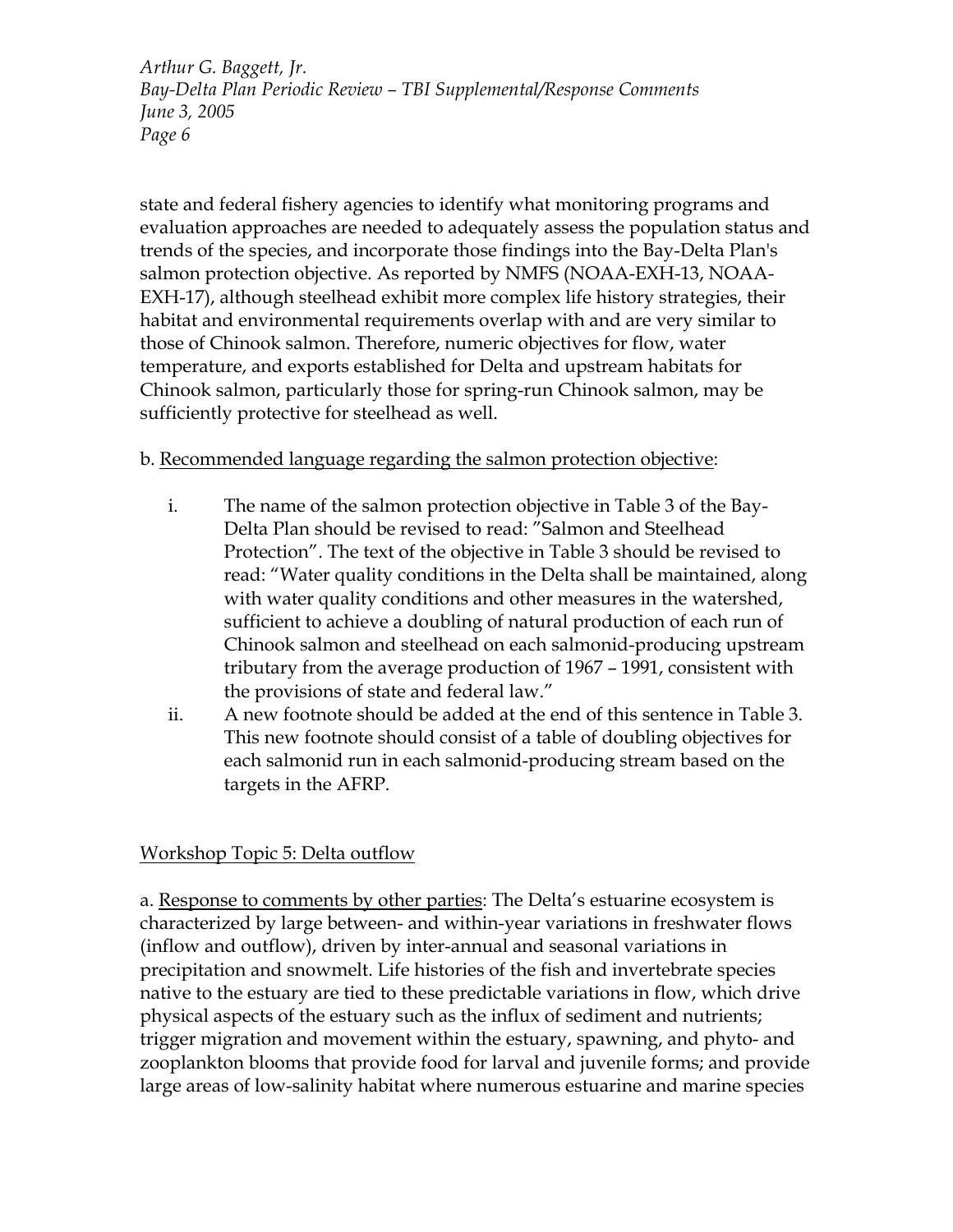state and federal fishery agencies to identify what monitoring programs and evaluation approaches are needed to adequately assess the population status and trends of the species, and incorporate those findings into the Bay-Delta Plan's salmon protection objective. As reported by NMFS (NOAA-EXH-13, NOAA-EXH-17), although steelhead exhibit more complex life history strategies, their habitat and environmental requirements overlap with and are very similar to those of Chinook salmon. Therefore, numeric objectives for flow, water temperature, and exports established for Delta and upstream habitats for Chinook salmon, particularly those for spring-run Chinook salmon, may be sufficiently protective for steelhead as well.

b. <u>Recommended language regarding the salmon protection objective</u>:

i. The name of the salmon protection objective in Table 3 of the Bay-Delta Plan should be revised to read: "Salmon and Steelhead Protection". The text of the objective in Table 3 should be revised to read: "Water quality conditions in the Delta shall be maintained, along with water quality conditions and other measures in the watershed, sufficient to achieve a doubling of natural production of each run of Chinook salmon and steelhead on each salmonid-producing upstream tributary from the average production of 1967 – 1991, consistent with the provisions of state and federal law."

ii. A new footnote should be added at the end of this sentence in Table 3. This new footnote should consist of a table of doubling objectives for each salmonid run in each salmonid-producing stream based on the targets in the AFRP.

<u>Workshop Topic 5: Delta outflow</u>

a. <u>Response to comments by other parties</u>: The Delta's estuarine ecosystem is characterized by large between- and within-year variations in freshwater flows (inflow and outflow), driven by inter-annual and seasonal variations in precipitation and snowmelt. Life histories of the fish and invertebrate species native to the estuary are tied to these predictable variations in flow, which drive physical aspects of the estuary such as the influx of sediment and nutrients; trigger migration and movement within the estuary, spawning, and phyto- and zooplankton blooms that provide food for larval and juvenile forms; and provide large areas of low-salinity habitat where numerous estuarine and marine species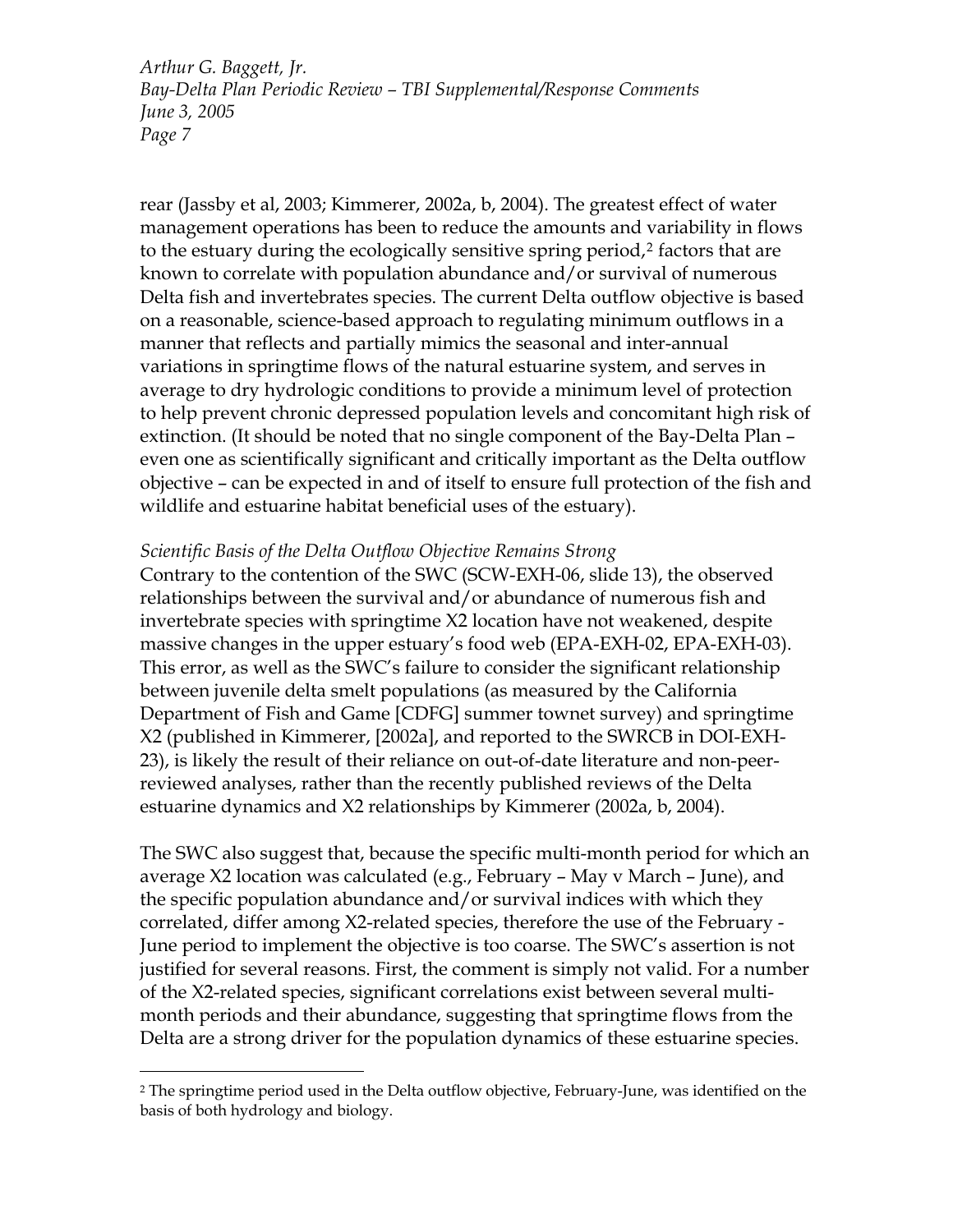rear (Jassby et al, 2003; Kimmerer, 2002a, b, 2004). The greatest effect of water management operations has been to reduce the amounts and variability in flows to the estuary during the ecologically sensitive spring period,[2] factors that are known to correlate with population abundance and/or survival of numerous Delta fish and invertebrates species. The current Delta outflow objective is based on a reasonable, science-based approach to regulating minimum outflows in a manner that reflects and partially mimics the seasonal and inter-annual variations in springtime flows of the natural estuarine system, and serves in average to dry hydrologic conditions to provide a minimum level of protection to help prevent chronic depressed population levels and concomitant high risk of extinction. (It should be noted that no single component of the Bay-Delta Plan – even one as scientifically significant and critically important as the Delta outflow objective – can be expected in and of itself to ensure full protection of the fish and wildlife and estuarine habitat beneficial uses of the estuary).

*Scientific Basis of the Delta Outflow Objective Remains Strong*

Contrary to the contention of the SWC (SCW-EXH-06, slide 13), the observed relationships between the survival and/or abundance of numerous fish and invertebrate species with springtime X2 location have not weakened, despite massive changes in the upper estuary's food web (EPA-EXH-02, EPA-EXH-03). This error, as well as the SWC's failure to consider the significant relationship between juvenile delta smelt populations (as measured by the California Department of Fish and Game [CDFG] summer townet survey) and springtime X2 (published in Kimmerer, [2002a], and reported to the SWRCB in DOI-EXH-23), is likely the result of their reliance on out-of-date literature and non-peer-reviewed analyses, rather than the recently published reviews of the Delta estuarine dynamics and X2 relationships by Kimmerer (2002a, b, 2004).

The SWC also suggest that, because the specific multi-month period for which an average X2 location was calculated (e.g., February – May v March – June), and the specific population abundance and/or survival indices with which they correlated, differ among X2-related species, therefore the use of the February - June period to implement the objective is too coarse. The SWC's assertion is not justified for several reasons. First, the comment is simply not valid. For a number of the X2-related species, significant correlations exist between several multi-month periods and their abundance, suggesting that springtime flows from the Delta are a strong driver for the population dynamics of these estuarine species.

[2] The springtime period used in the Delta outflow objective, February-June, was identified on the basis of both hydrology and biology.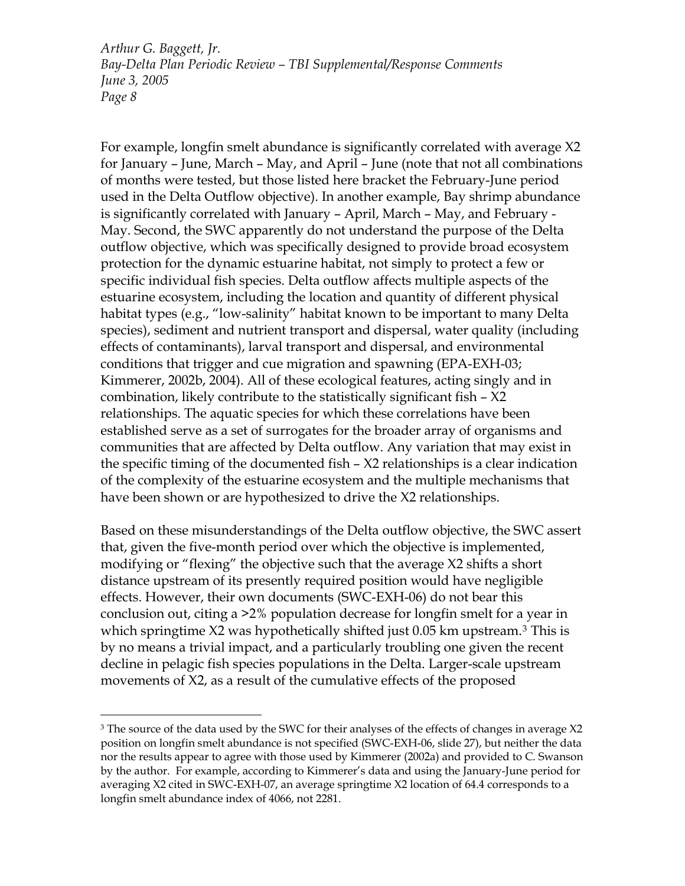For example, longfin smelt abundance is significantly correlated with average X2 for January – June, March – May, and April – June (note that not all combinations of months were tested, but those listed here bracket the February-June period used in the Delta Outflow objective). In another example, Bay shrimp abundance is significantly correlated with January – April, March – May, and February - May. Second, the SWC apparently do not understand the purpose of the Delta outflow objective, which was specifically designed to provide broad ecosystem protection for the dynamic estuarine habitat, not simply to protect a few or specific individual fish species. Delta outflow affects multiple aspects of the estuarine ecosystem, including the location and quantity of different physical habitat types (e.g., "low-salinity" habitat known to be important to many Delta species), sediment and nutrient transport and dispersal, water quality (including effects of contaminants), larval transport and dispersal, and environmental conditions that trigger and cue migration and spawning (EPA-EXH-03; Kimmerer, 2002b, 2004). All of these ecological features, acting singly and in combination, likely contribute to the statistically significant fish – X2 relationships. The aquatic species for which these correlations have been established serve as a set of surrogates for the broader array of organisms and communities that are affected by Delta outflow. Any variation that may exist in the specific timing of the documented fish – X2 relationships is a clear indication of the complexity of the estuarine ecosystem and the multiple mechanisms that have been shown or are hypothesized to drive the X2 relationships.

Based on these misunderstandings of the Delta outflow objective, the SWC assert that, given the five-month period over which the objective is implemented, modifying or "flexing" the objective such that the average X2 shifts a short distance upstream of its presently required position would have negligible effects. However, their own documents (SWC-EXH-06) do not bear this conclusion out, citing a >2% population decrease for longfin smelt for a year in which springtime X2 was hypothetically shifted just 0.05 km upstream.[3] This is by no means a trivial impact, and a particularly troubling one given the recent decline in pelagic fish species populations in the Delta. Larger-scale upstream movements of X2, as a result of the cumulative effects of the proposed

[3] The source of the data used by the SWC for their analyses of the effects of changes in average X2 position on longfin smelt abundance is not specified (SWC-EXH-06, slide 27), but neither the data nor the results appear to agree with those used by Kimmerer (2002a) and provided to C. Swanson by the author. For example, according to Kimmerer's data and using the January-June period for averaging X2 cited in SWC-EXH-07, an average springtime X2 location of 64.4 corresponds to a longfin smelt abundance index of 4066, not 2281.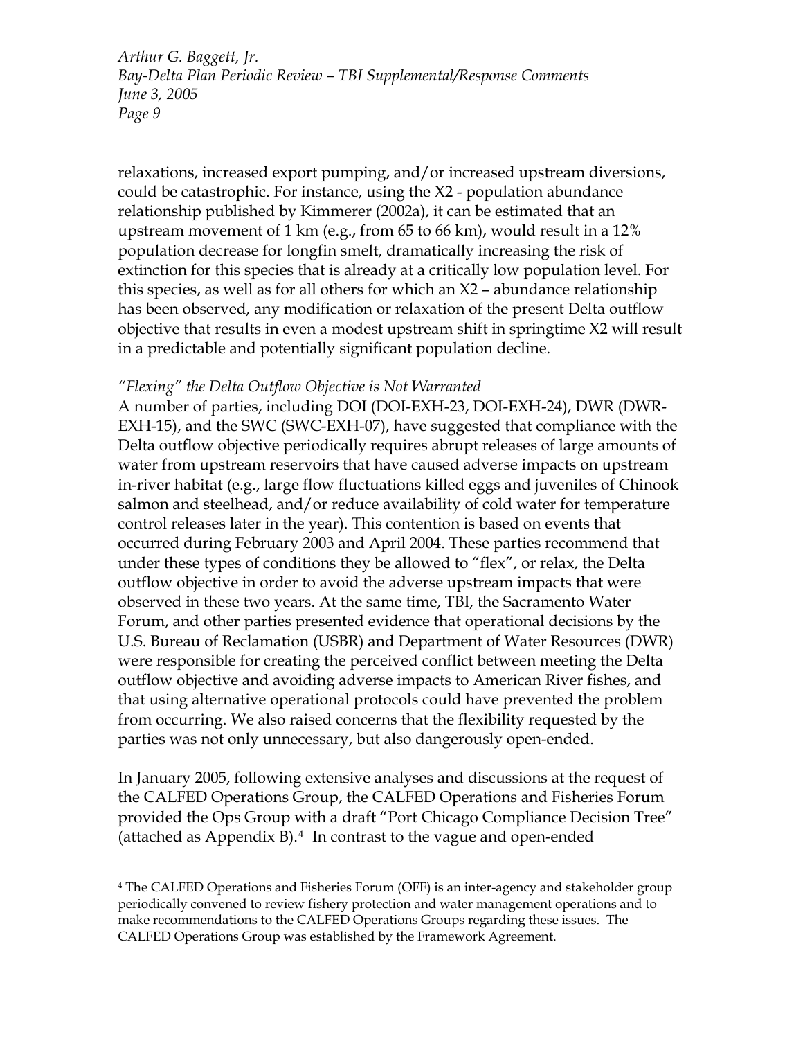relaxations, increased export pumping, and/or increased upstream diversions, could be catastrophic. For instance, using the X2 - population abundance relationship published by Kimmerer (2002a), it can be estimated that an upstream movement of 1 km (e.g., from 65 to 66 km), would result in a 12% population decrease for longfin smelt, dramatically increasing the risk of extinction for this species that is already at a critically low population level. For this species, as well as for all others for which an X2 – abundance relationship has been observed, any modification or relaxation of the present Delta outflow objective that results in even a modest upstream shift in springtime X2 will result in a predictable and potentially significant population decline.

*"Flexing" the Delta Outflow Objective is Not Warranted*

A number of parties, including DOI (DOI-EXH-23, DOI-EXH-24), DWR (DWR-EXH-15), and the SWC (SWC-EXH-07), have suggested that compliance with the Delta outflow objective periodically requires abrupt releases of large amounts of water from upstream reservoirs that have caused adverse impacts on upstream in-river habitat (e.g., large flow fluctuations killed eggs and juveniles of Chinook salmon and steelhead, and/or reduce availability of cold water for temperature control releases later in the year). This contention is based on events that occurred during February 2003 and April 2004. These parties recommend that under these types of conditions they be allowed to "flex", or relax, the Delta outflow objective in order to avoid the adverse upstream impacts that were observed in these two years. At the same time, TBI, the Sacramento Water Forum, and other parties presented evidence that operational decisions by the U.S. Bureau of Reclamation (USBR) and Department of Water Resources (DWR) were responsible for creating the perceived conflict between meeting the Delta outflow objective and avoiding adverse impacts to American River fishes, and that using alternative operational protocols could have prevented the problem from occurring. We also raised concerns that the flexibility requested by the parties was not only unnecessary, but also dangerously open-ended.

In January 2005, following extensive analyses and discussions at the request of the CALFED Operations Group, the CALFED Operations and Fisheries Forum provided the Ops Group with a draft "Port Chicago Compliance Decision Tree" (attached as Appendix B).[4] In contrast to the vague and open-ended

---

[4] The CALFED Operations and Fisheries Forum (OFF) is an inter-agency and stakeholder group periodically convened to review fishery protection and water management operations and to make recommendations to the CALFED Operations Groups regarding these issues. The CALFED Operations Group was established by the Framework Agreement.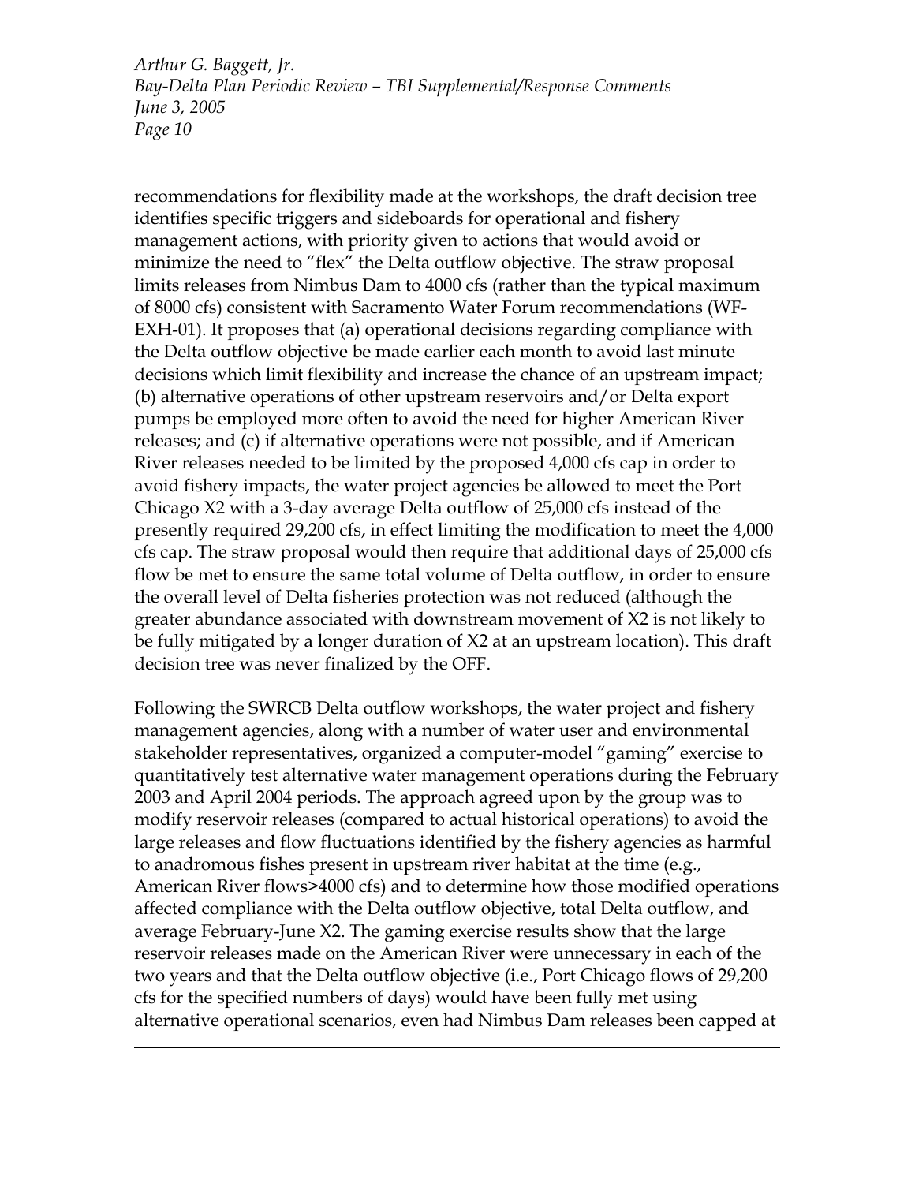recommendations for flexibility made at the workshops, the draft decision tree identifies specific triggers and sideboards for operational and fishery management actions, with priority given to actions that would avoid or minimize the need to "flex" the Delta outflow objective. The straw proposal limits releases from Nimbus Dam to 4000 cfs (rather than the typical maximum of 8000 cfs) consistent with Sacramento Water Forum recommendations (WF-EXH-01). It proposes that (a) operational decisions regarding compliance with the Delta outflow objective be made earlier each month to avoid last minute decisions which limit flexibility and increase the chance of an upstream impact; (b) alternative operations of other upstream reservoirs and/or Delta export pumps be employed more often to avoid the need for higher American River releases; and (c) if alternative operations were not possible, and if American River releases needed to be limited by the proposed 4,000 cfs cap in order to avoid fishery impacts, the water project agencies be allowed to meet the Port Chicago X2 with a 3-day average Delta outflow of 25,000 cfs instead of the presently required 29,200 cfs, in effect limiting the modification to meet the 4,000 cfs cap. The straw proposal would then require that additional days of 25,000 cfs flow be met to ensure the same total volume of Delta outflow, in order to ensure the overall level of Delta fisheries protection was not reduced (although the greater abundance associated with downstream movement of X2 is not likely to be fully mitigated by a longer duration of X2 at an upstream location). This draft decision tree was never finalized by the OFF.

Following the SWRCB Delta outflow workshops, the water project and fishery management agencies, along with a number of water user and environmental stakeholder representatives, organized a computer-model "gaming" exercise to quantitatively test alternative water management operations during the February 2003 and April 2004 periods. The approach agreed upon by the group was to modify reservoir releases (compared to actual historical operations) to avoid the large releases and flow fluctuations identified by the fishery agencies as harmful to anadromous fishes present in upstream river habitat at the time (e.g., American River flows>4000 cfs) and to determine how those modified operations affected compliance with the Delta outflow objective, total Delta outflow, and average February-June X2. The gaming exercise results show that the large reservoir releases made on the American River were unnecessary in each of the two years and that the Delta outflow objective (i.e., Port Chicago flows of 29,200 cfs for the specified numbers of days) would have been fully met using alternative operational scenarios, even had Nimbus Dam releases been capped at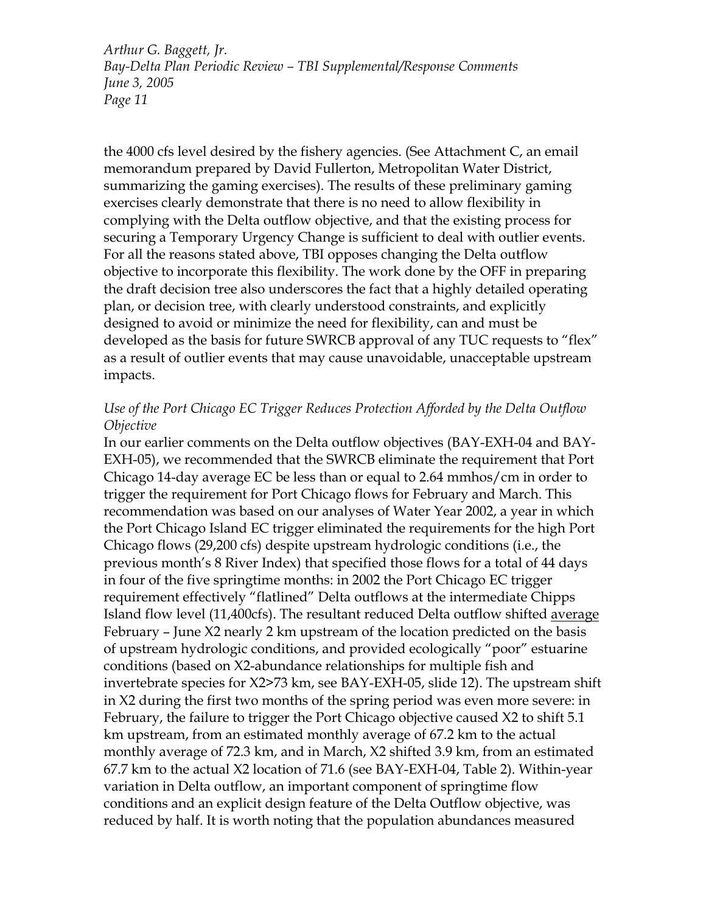the 4000 cfs level desired by the fishery agencies. (See Attachment C, an email memorandum prepared by David Fullerton, Metropolitan Water District, summarizing the gaming exercises). The results of these preliminary gaming exercises clearly demonstrate that there is no need to allow flexibility in complying with the Delta outflow objective, and that the existing process for securing a Temporary Urgency Change is sufficient to deal with outlier events. For all the reasons stated above, TBI opposes changing the Delta outflow objective to incorporate this flexibility. The work done by the OFF in preparing the draft decision tree also underscores the fact that a highly detailed operating plan, or decision tree, with clearly understood constraints, and explicitly designed to avoid or minimize the need for flexibility, can and must be developed as the basis for future SWRCB approval of any TUC requests to "flex" as a result of outlier events that may cause unavoidable, unacceptable upstream impacts.

*Use of the Port Chicago EC Trigger Reduces Protection Afforded by the Delta Outflow Objective*

In our earlier comments on the Delta outflow objectives (BAY-EXH-04 and BAY-EXH-05), we recommended that the SWRCB eliminate the requirement that Port Chicago 14-day average EC be less than or equal to 2.64 mmhos/cm in order to trigger the requirement for Port Chicago flows for February and March. This recommendation was based on our analyses of Water Year 2002, a year in which the Port Chicago Island EC trigger eliminated the requirements for the high Port Chicago flows (29,200 cfs) despite upstream hydrologic conditions (i.e., the previous month's 8 River Index) that specified those flows for a total of 44 days in four of the five springtime months: in 2002 the Port Chicago EC trigger requirement effectively "flatlined" Delta outflows at the intermediate Chipps Island flow level (11,400cfs). The resultant reduced Delta outflow shifted <u>average</u> February – June X2 nearly 2 km upstream of the location predicted on the basis of upstream hydrologic conditions, and provided ecologically "poor" estuarine conditions (based on X2-abundance relationships for multiple fish and invertebrate species for X2>73 km, see BAY-EXH-05, slide 12). The upstream shift in X2 during the first two months of the spring period was even more severe: in February, the failure to trigger the Port Chicago objective caused X2 to shift 5.1 km upstream, from an estimated monthly average of 67.2 km to the actual monthly average of 72.3 km, and in March, X2 shifted 3.9 km, from an estimated 67.7 km to the actual X2 location of 71.6 (see BAY-EXH-04, Table 2). Within-year variation in Delta outflow, an important component of springtime flow conditions and an explicit design feature of the Delta Outflow objective, was reduced by half. It is worth noting that the population abundances measured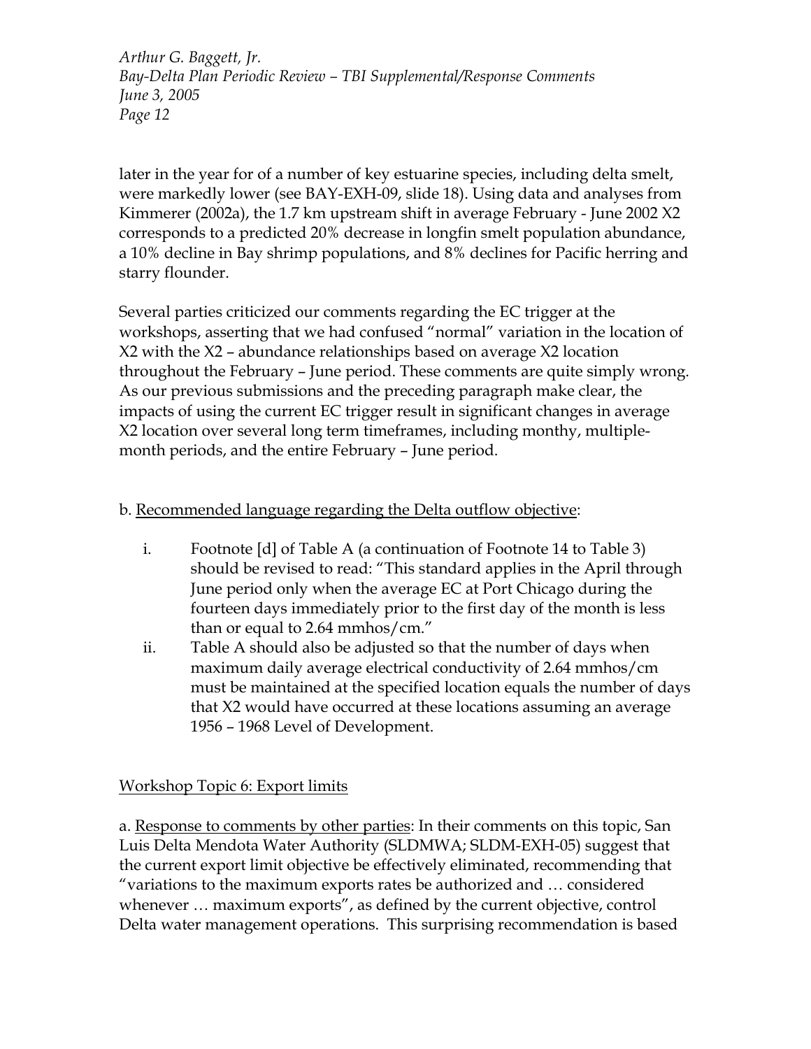later in the year for of a number of key estuarine species, including delta smelt, were markedly lower (see BAY-EXH-09, slide 18). Using data and analyses from Kimmerer (2002a), the 1.7 km upstream shift in average February - June 2002 X2 corresponds to a predicted 20% decrease in longfin smelt population abundance, a 10% decline in Bay shrimp populations, and 8% declines for Pacific herring and starry flounder.

Several parties criticized our comments regarding the EC trigger at the workshops, asserting that we had confused "normal" variation in the location of X2 with the X2 – abundance relationships based on average X2 location throughout the February – June period. These comments are quite simply wrong. As our previous submissions and the preceding paragraph make clear, the impacts of using the current EC trigger result in significant changes in average X2 location over several long term timeframes, including monthy, multiple-month periods, and the entire February – June period.

b. <u>Recommended language regarding the Delta outflow objective</u>:

i. Footnote [d] of Table A (a continuation of Footnote 14 to Table 3) should be revised to read: "This standard applies in the April through June period only when the average EC at Port Chicago during the fourteen days immediately prior to the first day of the month is less than or equal to 2.64 mmhos/cm."

ii. Table A should also be adjusted so that the number of days when maximum daily average electrical conductivity of 2.64 mmhos/cm must be maintained at the specified location equals the number of days that X2 would have occurred at these locations assuming an average 1956 – 1968 Level of Development.

<u>Workshop Topic 6: Export limits</u>

a. <u>Response to comments by other parties</u>: In their comments on this topic, San Luis Delta Mendota Water Authority (SLDMWA; SLDM-EXH-05) suggest that the current export limit objective be effectively eliminated, recommending that "variations to the maximum exports rates be authorized and … considered whenever … maximum exports", as defined by the current objective, control Delta water management operations. This surprising recommendation is based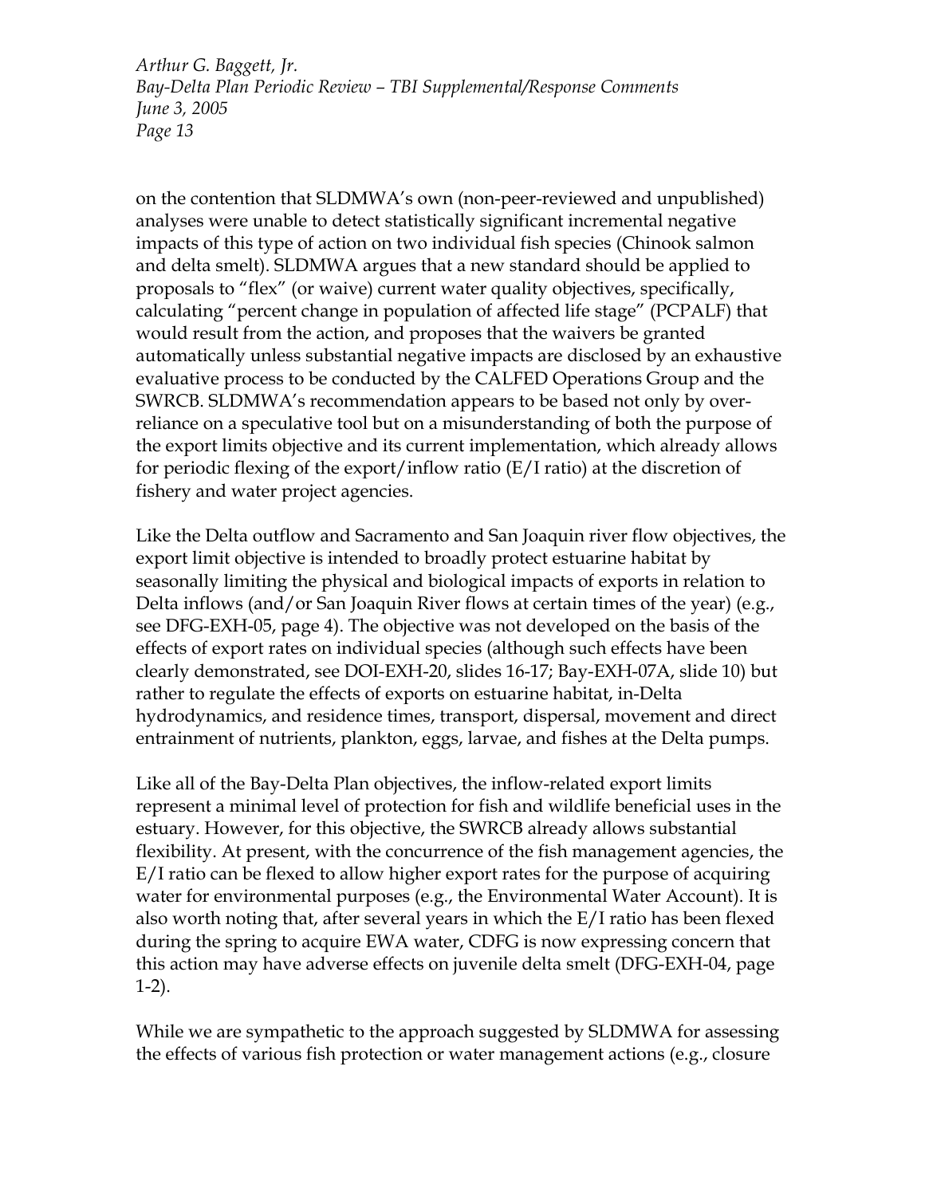on the contention that SLDMWA's own (non-peer-reviewed and unpublished) analyses were unable to detect statistically significant incremental negative impacts of this type of action on two individual fish species (Chinook salmon and delta smelt). SLDMWA argues that a new standard should be applied to proposals to "flex" (or waive) current water quality objectives, specifically, calculating "percent change in population of affected life stage" (PCPALF) that would result from the action, and proposes that the waivers be granted automatically unless substantial negative impacts are disclosed by an exhaustive evaluative process to be conducted by the CALFED Operations Group and the SWRCB. SLDMWA's recommendation appears to be based not only by over-reliance on a speculative tool but on a misunderstanding of both the purpose of the export limits objective and its current implementation, which already allows for periodic flexing of the export/inflow ratio (E/I ratio) at the discretion of fishery and water project agencies.

Like the Delta outflow and Sacramento and San Joaquin river flow objectives, the export limit objective is intended to broadly protect estuarine habitat by seasonally limiting the physical and biological impacts of exports in relation to Delta inflows (and/or San Joaquin River flows at certain times of the year) (e.g., see DFG-EXH-05, page 4). The objective was not developed on the basis of the effects of export rates on individual species (although such effects have been clearly demonstrated, see DOI-EXH-20, slides 16-17; Bay-EXH-07A, slide 10) but rather to regulate the effects of exports on estuarine habitat, in-Delta hydrodynamics, and residence times, transport, dispersal, movement and direct entrainment of nutrients, plankton, eggs, larvae, and fishes at the Delta pumps.

Like all of the Bay-Delta Plan objectives, the inflow-related export limits represent a minimal level of protection for fish and wildlife beneficial uses in the estuary. However, for this objective, the SWRCB already allows substantial flexibility. At present, with the concurrence of the fish management agencies, the E/I ratio can be flexed to allow higher export rates for the purpose of acquiring water for environmental purposes (e.g., the Environmental Water Account). It is also worth noting that, after several years in which the E/I ratio has been flexed during the spring to acquire EWA water, CDFG is now expressing concern that this action may have adverse effects on juvenile delta smelt (DFG-EXH-04, page 1-2).

While we are sympathetic to the approach suggested by SLDMWA for assessing the effects of various fish protection or water management actions (e.g., closure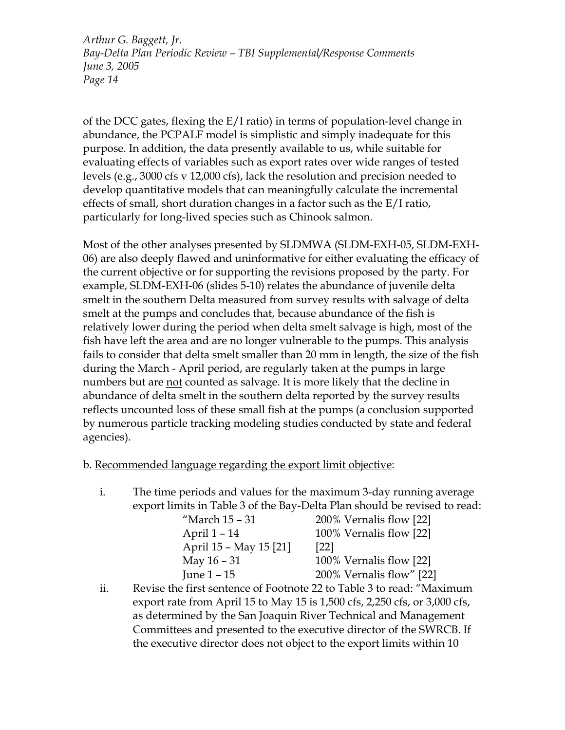of the DCC gates, flexing the E/I ratio) in terms of population-level change in abundance, the PCPALF model is simplistic and simply inadequate for this purpose. In addition, the data presently available to us, while suitable for evaluating effects of variables such as export rates over wide ranges of tested levels (e.g., 3000 cfs v 12,000 cfs), lack the resolution and precision needed to develop quantitative models that can meaningfully calculate the incremental effects of small, short duration changes in a factor such as the E/I ratio, particularly for long-lived species such as Chinook salmon.

Most of the other analyses presented by SLDMWA (SLDM-EXH-05, SLDM-EXH-06) are also deeply flawed and uninformative for either evaluating the efficacy of the current objective or for supporting the revisions proposed by the party. For example, SLDM-EXH-06 (slides 5-10) relates the abundance of juvenile delta smelt in the southern Delta measured from survey results with salvage of delta smelt at the pumps and concludes that, because abundance of the fish is relatively lower during the period when delta smelt salvage is high, most of the fish have left the area and are no longer vulnerable to the pumps. This analysis fails to consider that delta smelt smaller than 20 mm in length, the size of the fish during the March - April period, are regularly taken at the pumps in large numbers but are <u>not</u> counted as salvage. It is more likely that the decline in abundance of delta smelt in the southern delta reported by the survey results reflects uncounted loss of these small fish at the pumps (a conclusion supported by numerous particle tracking modeling studies conducted by state and federal agencies).

b. <u>Recommended language regarding the export limit objective</u>:

i. The time periods and values for the maximum 3-day running average export limits in Table 3 of the Bay-Delta Plan should be revised to read:

| | |
|---|---|
| "March 15 – 31 | 200% Vernalis flow [22] |
| April 1 – 14 | 100% Vernalis flow [22] |
| April 15 – May 15 [21] | [22] |
| May 16 – 31 | 100% Vernalis flow [22] |
| June 1 – 15 | 200% Vernalis flow" [22] |

ii. Revise the first sentence of Footnote 22 to Table 3 to read: "Maximum export rate from April 15 to May 15 is 1,500 cfs, 2,250 cfs, or 3,000 cfs, as determined by the San Joaquin River Technical and Management Committees and presented to the executive director of the SWRCB. If the executive director does not object to the export limits within 10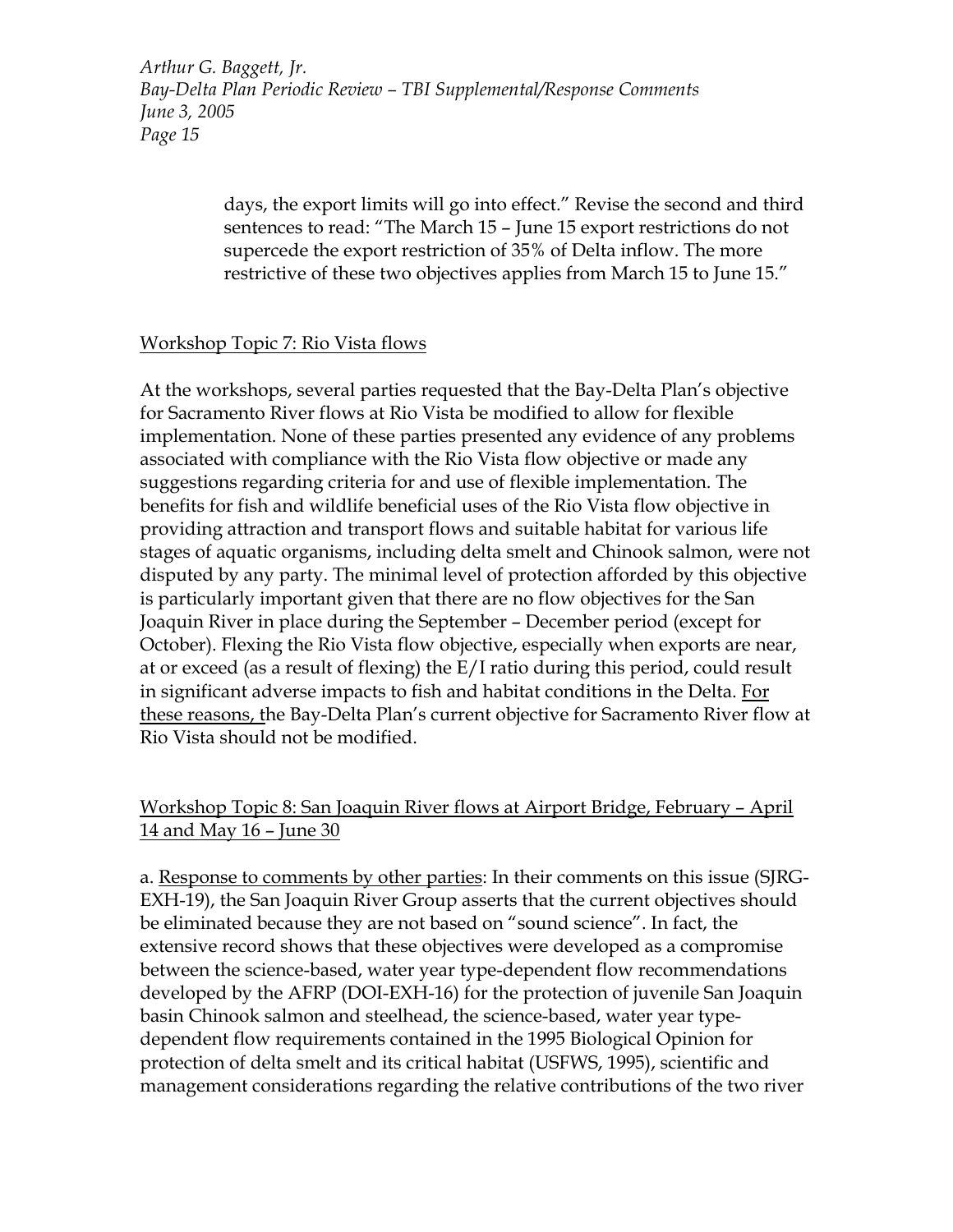days, the export limits will go into effect." Revise the second and third sentences to read: "The March 15 – June 15 export restrictions do not supercede the export restriction of 35% of Delta inflow. The more restrictive of these two objectives applies from March 15 to June 15."

Workshop Topic 7: Rio Vista flows

At the workshops, several parties requested that the Bay-Delta Plan's objective for Sacramento River flows at Rio Vista be modified to allow for flexible implementation. None of these parties presented any evidence of any problems associated with compliance with the Rio Vista flow objective or made any suggestions regarding criteria for and use of flexible implementation. The benefits for fish and wildlife beneficial uses of the Rio Vista flow objective in providing attraction and transport flows and suitable habitat for various life stages of aquatic organisms, including delta smelt and Chinook salmon, were not disputed by any party. The minimal level of protection afforded by this objective is particularly important given that there are no flow objectives for the San Joaquin River in place during the September – December period (except for October). Flexing the Rio Vista flow objective, especially when exports are near, at or exceed (as a result of flexing) the E/I ratio during this period, could result in significant adverse impacts to fish and habitat conditions in the Delta. For these reasons, the Bay-Delta Plan's current objective for Sacramento River flow at Rio Vista should not be modified.

Workshop Topic 8: San Joaquin River flows at Airport Bridge, February – April 14 and May 16 – June 30

a. Response to comments by other parties: In their comments on this issue (SJRG-EXH-19), the San Joaquin River Group asserts that the current objectives should be eliminated because they are not based on "sound science". In fact, the extensive record shows that these objectives were developed as a compromise between the science-based, water year type-dependent flow recommendations developed by the AFRP (DOI-EXH-16) for the protection of juvenile San Joaquin basin Chinook salmon and steelhead, the science-based, water year type-dependent flow requirements contained in the 1995 Biological Opinion for protection of delta smelt and its critical habitat (USFWS, 1995), scientific and management considerations regarding the relative contributions of the two river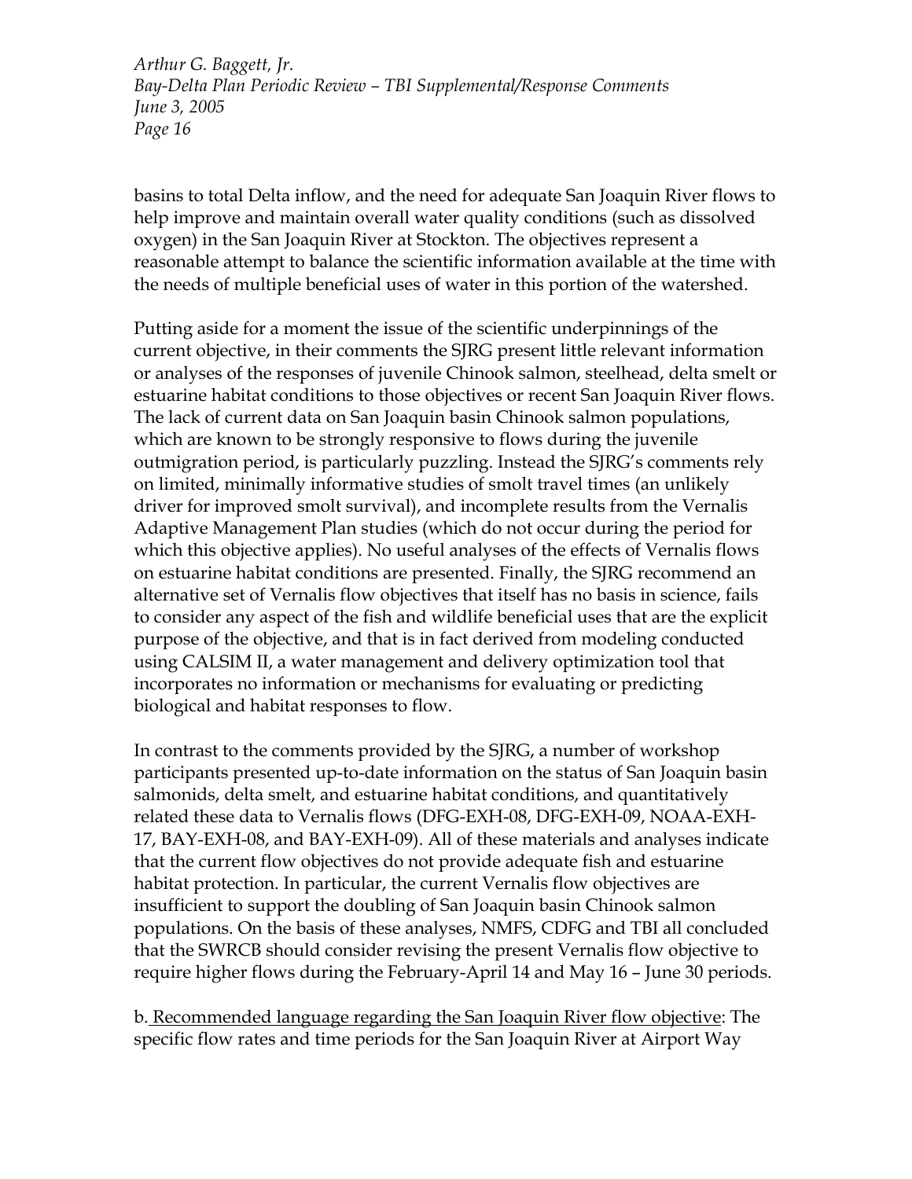basins to total Delta inflow, and the need for adequate San Joaquin River flows to help improve and maintain overall water quality conditions (such as dissolved oxygen) in the San Joaquin River at Stockton. The objectives represent a reasonable attempt to balance the scientific information available at the time with the needs of multiple beneficial uses of water in this portion of the watershed.

Putting aside for a moment the issue of the scientific underpinnings of the current objective, in their comments the SJRG present little relevant information or analyses of the responses of juvenile Chinook salmon, steelhead, delta smelt or estuarine habitat conditions to those objectives or recent San Joaquin River flows. The lack of current data on San Joaquin basin Chinook salmon populations, which are known to be strongly responsive to flows during the juvenile outmigration period, is particularly puzzling. Instead the SJRG's comments rely on limited, minimally informative studies of smolt travel times (an unlikely driver for improved smolt survival), and incomplete results from the Vernalis Adaptive Management Plan studies (which do not occur during the period for which this objective applies). No useful analyses of the effects of Vernalis flows on estuarine habitat conditions are presented. Finally, the SJRG recommend an alternative set of Vernalis flow objectives that itself has no basis in science, fails to consider any aspect of the fish and wildlife beneficial uses that are the explicit purpose of the objective, and that is in fact derived from modeling conducted using CALSIM II, a water management and delivery optimization tool that incorporates no information or mechanisms for evaluating or predicting biological and habitat responses to flow.

In contrast to the comments provided by the SJRG, a number of workshop participants presented up-to-date information on the status of San Joaquin basin salmonids, delta smelt, and estuarine habitat conditions, and quantitatively related these data to Vernalis flows (DFG-EXH-08, DFG-EXH-09, NOAA-EXH-17, BAY-EXH-08, and BAY-EXH-09). All of these materials and analyses indicate that the current flow objectives do not provide adequate fish and estuarine habitat protection. In particular, the current Vernalis flow objectives are insufficient to support the doubling of San Joaquin basin Chinook salmon populations. On the basis of these analyses, NMFS, CDFG and TBI all concluded that the SWRCB should consider revising the present Vernalis flow objective to require higher flows during the February-April 14 and May 16 – June 30 periods.

b. <u>Recommended language regarding the San Joaquin River flow objective</u>: The specific flow rates and time periods for the San Joaquin River at Airport Way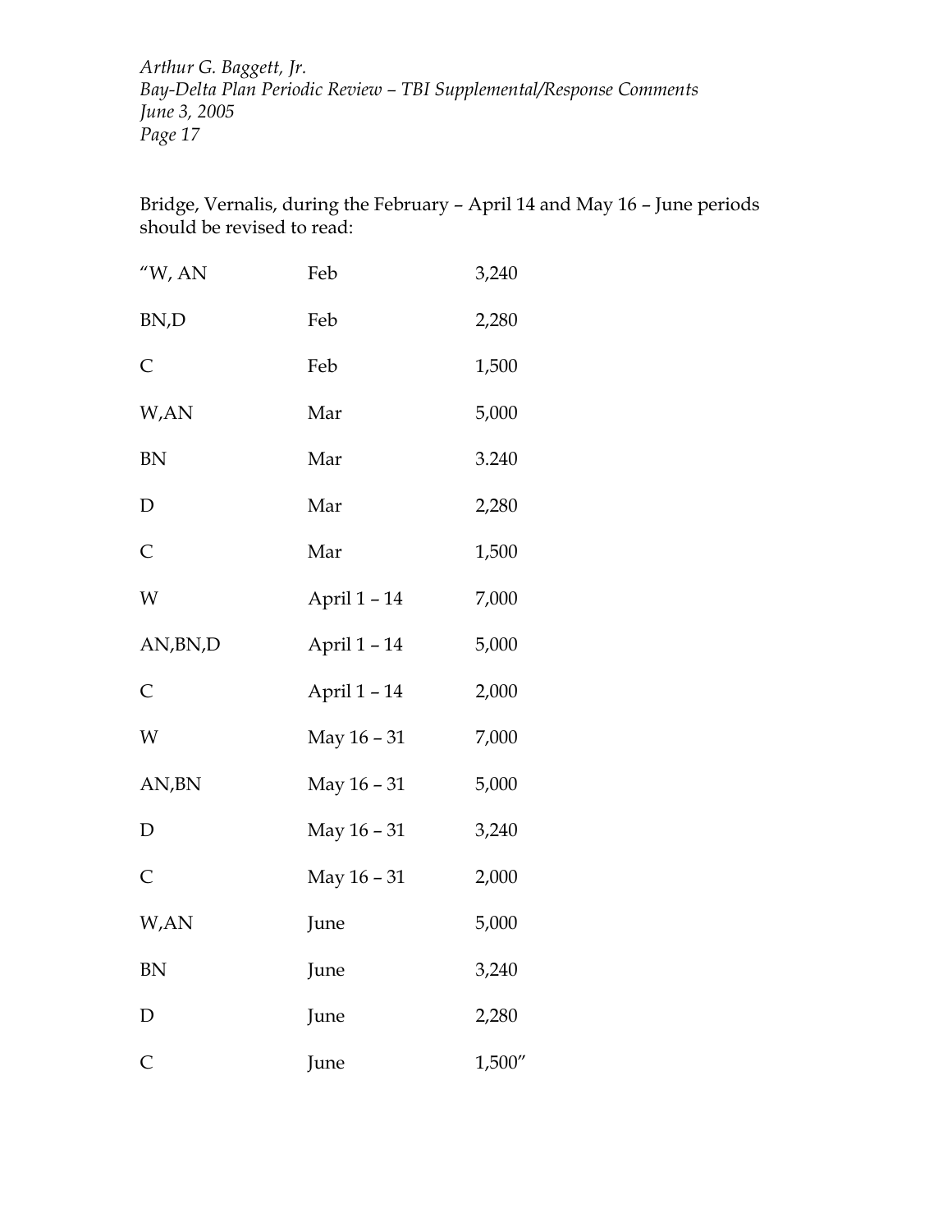Bridge, Vernalis, during the February – April 14 and May 16 – June periods should be revised to read:

| | | |
|---|---|---|
| "W, AN | Feb | 3,240 |
| BN,D | Feb | 2,280 |
| C | Feb | 1,500 |
| W,AN | Mar | 5,000 |
| BN | Mar | 3.240 |
| D | Mar | 2,280 |
| C | Mar | 1,500 |
| W | April 1 – 14 | 7,000 |
| AN,BN,D | April 1 – 14 | 5,000 |
| C | April 1 – 14 | 2,000 |
| W | May 16 – 31 | 7,000 |
| AN,BN | May 16 – 31 | 5,000 |
| D | May 16 – 31 | 3,240 |
| C | May 16 – 31 | 2,000 |
| W,AN | June | 5,000 |
| BN | June | 3,240 |
| D | June | 2,280 |
| C | June | 1,500" |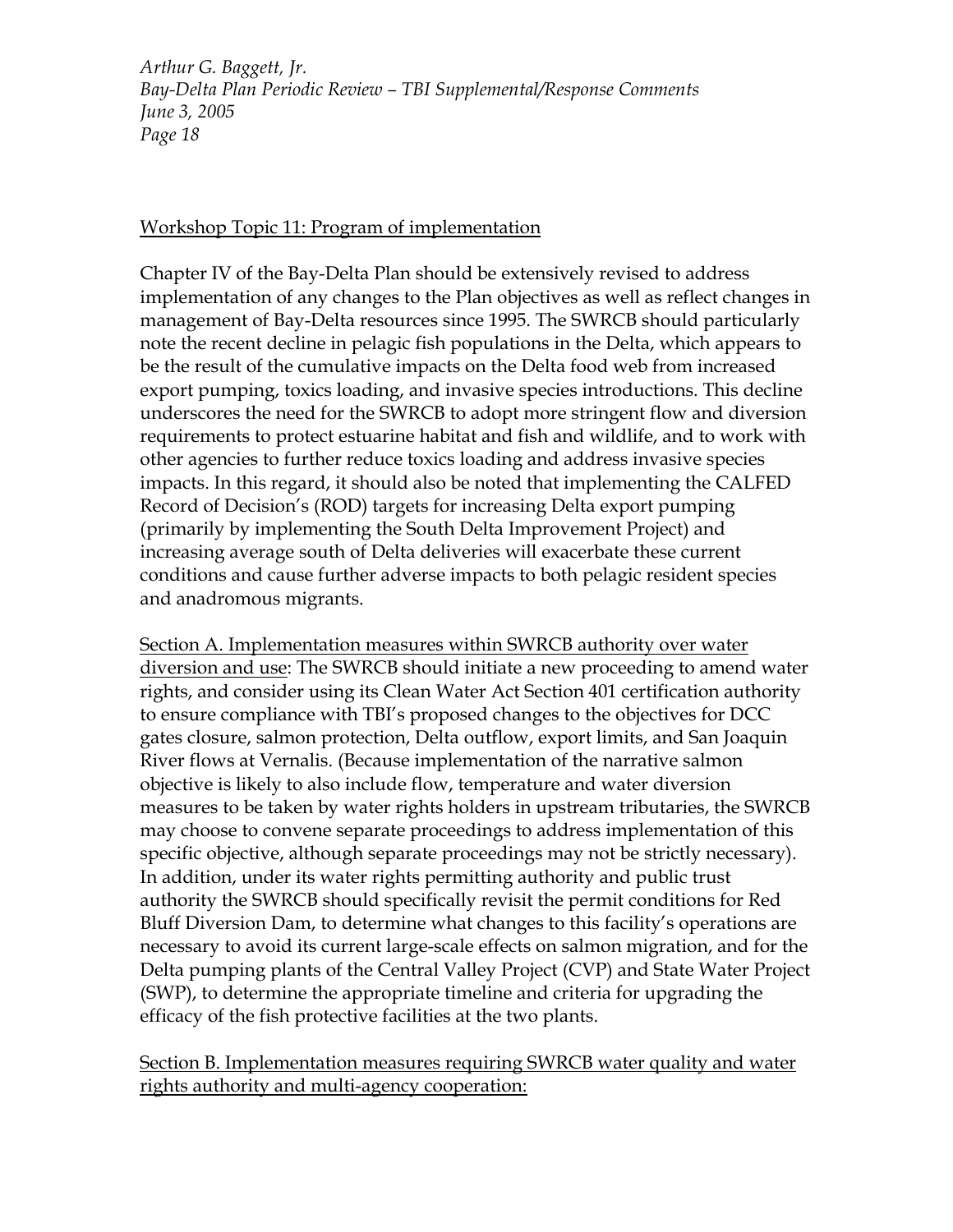Workshop Topic 11: Program of implementation

Chapter IV of the Bay-Delta Plan should be extensively revised to address implementation of any changes to the Plan objectives as well as reflect changes in management of Bay-Delta resources since 1995. The SWRCB should particularly note the recent decline in pelagic fish populations in the Delta, which appears to be the result of the cumulative impacts on the Delta food web from increased export pumping, toxics loading, and invasive species introductions. This decline underscores the need for the SWRCB to adopt more stringent flow and diversion requirements to protect estuarine habitat and fish and wildlife, and to work with other agencies to further reduce toxics loading and address invasive species impacts. In this regard, it should also be noted that implementing the CALFED Record of Decision's (ROD) targets for increasing Delta export pumping (primarily by implementing the South Delta Improvement Project) and increasing average south of Delta deliveries will exacerbate these current conditions and cause further adverse impacts to both pelagic resident species and anadromous migrants.

Section A. Implementation measures within SWRCB authority over water diversion and use: The SWRCB should initiate a new proceeding to amend water rights, and consider using its Clean Water Act Section 401 certification authority to ensure compliance with TBI's proposed changes to the objectives for DCC gates closure, salmon protection, Delta outflow, export limits, and San Joaquin River flows at Vernalis. (Because implementation of the narrative salmon objective is likely to also include flow, temperature and water diversion measures to be taken by water rights holders in upstream tributaries, the SWRCB may choose to convene separate proceedings to address implementation of this specific objective, although separate proceedings may not be strictly necessary). In addition, under its water rights permitting authority and public trust authority the SWRCB should specifically revisit the permit conditions for Red Bluff Diversion Dam, to determine what changes to this facility's operations are necessary to avoid its current large-scale effects on salmon migration, and for the Delta pumping plants of the Central Valley Project (CVP) and State Water Project (SWP), to determine the appropriate timeline and criteria for upgrading the efficacy of the fish protective facilities at the two plants.

Section B. Implementation measures requiring SWRCB water quality and water rights authority and multi-agency cooperation: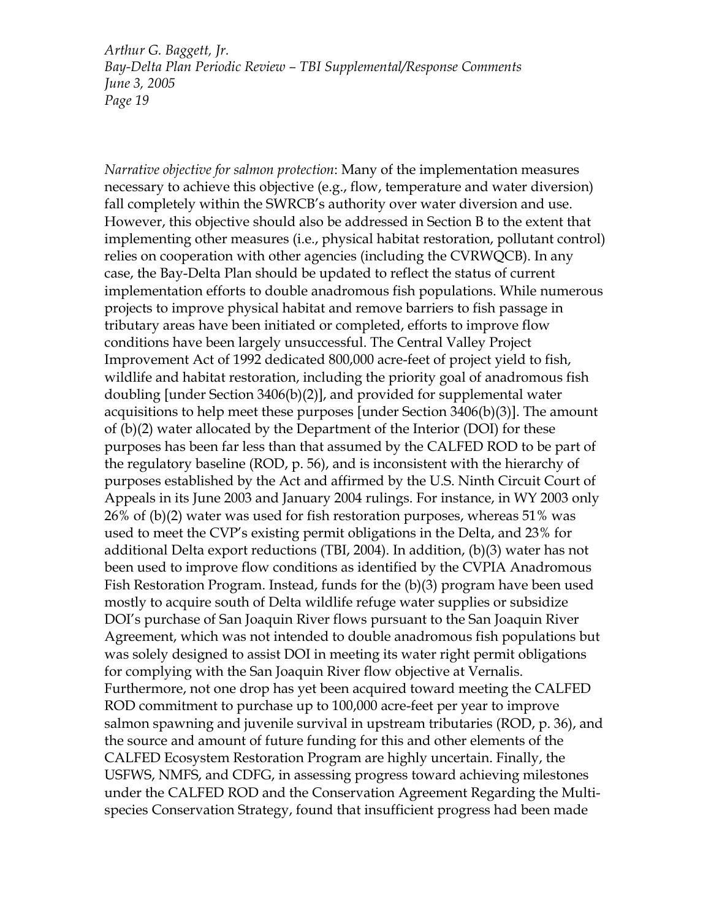*Narrative objective for salmon protection*: Many of the implementation measures necessary to achieve this objective (e.g., flow, temperature and water diversion) fall completely within the SWRCB's authority over water diversion and use. However, this objective should also be addressed in Section B to the extent that implementing other measures (i.e., physical habitat restoration, pollutant control) relies on cooperation with other agencies (including the CVRWQCB). In any case, the Bay-Delta Plan should be updated to reflect the status of current implementation efforts to double anadromous fish populations. While numerous projects to improve physical habitat and remove barriers to fish passage in tributary areas have been initiated or completed, efforts to improve flow conditions have been largely unsuccessful. The Central Valley Project Improvement Act of 1992 dedicated 800,000 acre-feet of project yield to fish, wildlife and habitat restoration, including the priority goal of anadromous fish doubling [under Section 3406(b)(2)], and provided for supplemental water acquisitions to help meet these purposes [under Section 3406(b)(3)]. The amount of (b)(2) water allocated by the Department of the Interior (DOI) for these purposes has been far less than that assumed by the CALFED ROD to be part of the regulatory baseline (ROD, p. 56), and is inconsistent with the hierarchy of purposes established by the Act and affirmed by the U.S. Ninth Circuit Court of Appeals in its June 2003 and January 2004 rulings. For instance, in WY 2003 only 26% of (b)(2) water was used for fish restoration purposes, whereas 51% was used to meet the CVP's existing permit obligations in the Delta, and 23% for additional Delta export reductions (TBI, 2004). In addition, (b)(3) water has not been used to improve flow conditions as identified by the CVPIA Anadromous Fish Restoration Program. Instead, funds for the (b)(3) program have been used mostly to acquire south of Delta wildlife refuge water supplies or subsidize DOI's purchase of San Joaquin River flows pursuant to the San Joaquin River Agreement, which was not intended to double anadromous fish populations but was solely designed to assist DOI in meeting its water right permit obligations for complying with the San Joaquin River flow objective at Vernalis. Furthermore, not one drop has yet been acquired toward meeting the CALFED ROD commitment to purchase up to 100,000 acre-feet per year to improve salmon spawning and juvenile survival in upstream tributaries (ROD, p. 36), and the source and amount of future funding for this and other elements of the CALFED Ecosystem Restoration Program are highly uncertain. Finally, the USFWS, NMFS, and CDFG, in assessing progress toward achieving milestones under the CALFED ROD and the Conservation Agreement Regarding the Multi-species Conservation Strategy, found that insufficient progress had been made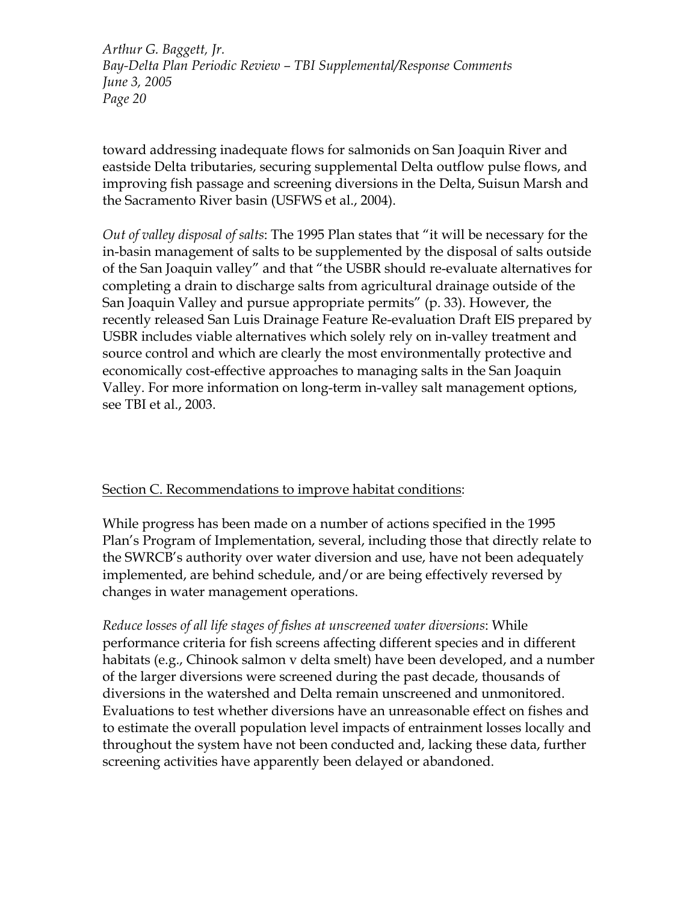toward addressing inadequate flows for salmonids on San Joaquin River and eastside Delta tributaries, securing supplemental Delta outflow pulse flows, and improving fish passage and screening diversions in the Delta, Suisun Marsh and the Sacramento River basin (USFWS et al., 2004).

*Out of valley disposal of salts*: The 1995 Plan states that "it will be necessary for the in-basin management of salts to be supplemented by the disposal of salts outside of the San Joaquin valley" and that "the USBR should re-evaluate alternatives for completing a drain to discharge salts from agricultural drainage outside of the San Joaquin Valley and pursue appropriate permits" (p. 33). However, the recently released San Luis Drainage Feature Re-evaluation Draft EIS prepared by USBR includes viable alternatives which solely rely on in-valley treatment and source control and which are clearly the most environmentally protective and economically cost-effective approaches to managing salts in the San Joaquin Valley. For more information on long-term in-valley salt management options, see TBI et al., 2003.

<u>Section C. Recommendations to improve habitat conditions</u>:

While progress has been made on a number of actions specified in the 1995 Plan's Program of Implementation, several, including those that directly relate to the SWRCB's authority over water diversion and use, have not been adequately implemented, are behind schedule, and/or are being effectively reversed by changes in water management operations.

*Reduce losses of all life stages of fishes at unscreened water diversions*: While performance criteria for fish screens affecting different species and in different habitats (e.g., Chinook salmon v delta smelt) have been developed, and a number of the larger diversions were screened during the past decade, thousands of diversions in the watershed and Delta remain unscreened and unmonitored. Evaluations to test whether diversions have an unreasonable effect on fishes and to estimate the overall population level impacts of entrainment losses locally and throughout the system have not been conducted and, lacking these data, further screening activities have apparently been delayed or abandoned.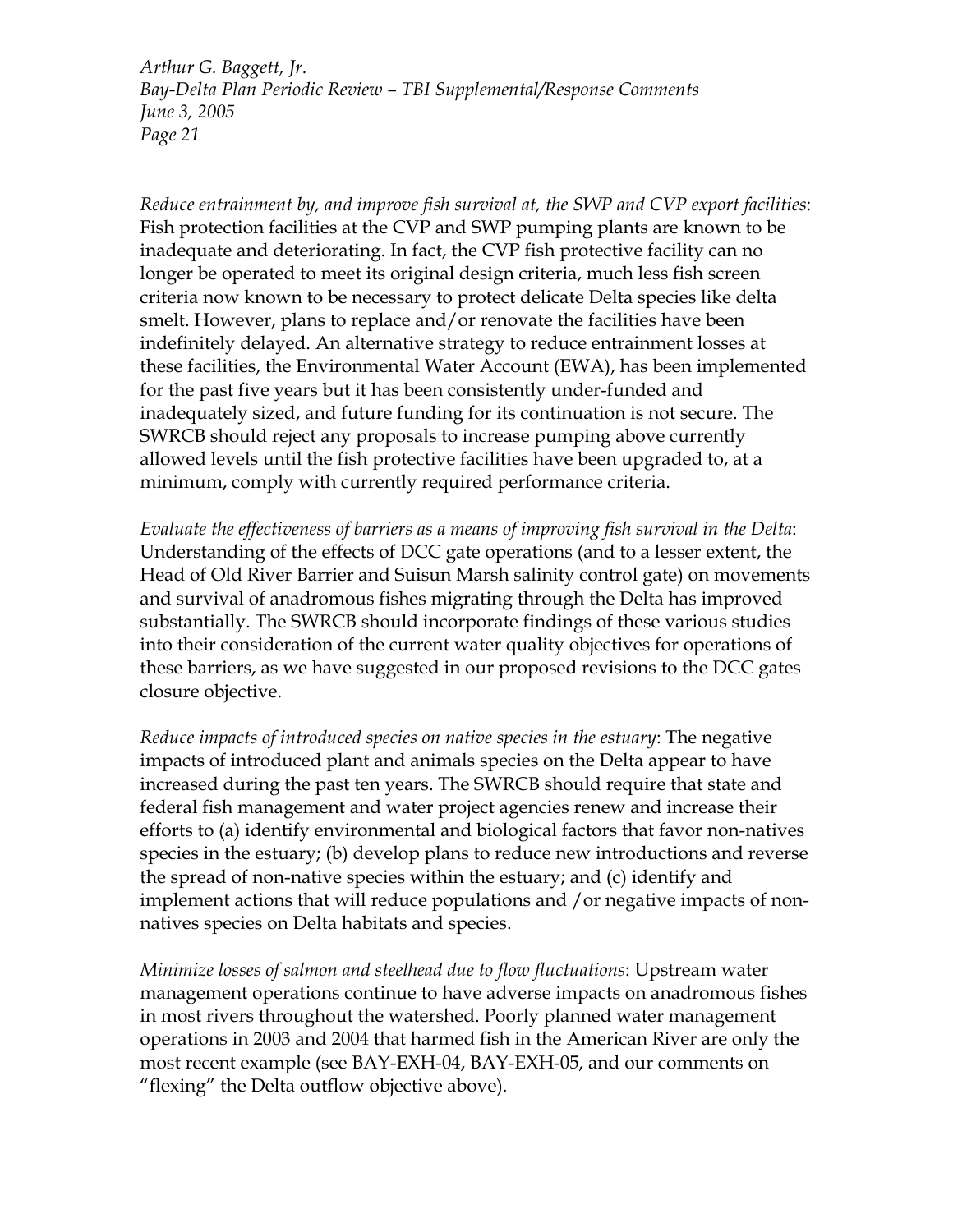*Reduce entrainment by, and improve fish survival at, the SWP and CVP export facilities*: Fish protection facilities at the CVP and SWP pumping plants are known to be inadequate and deteriorating. In fact, the CVP fish protective facility can no longer be operated to meet its original design criteria, much less fish screen criteria now known to be necessary to protect delicate Delta species like delta smelt. However, plans to replace and/or renovate the facilities have been indefinitely delayed. An alternative strategy to reduce entrainment losses at these facilities, the Environmental Water Account (EWA), has been implemented for the past five years but it has been consistently under-funded and inadequately sized, and future funding for its continuation is not secure. The SWRCB should reject any proposals to increase pumping above currently allowed levels until the fish protective facilities have been upgraded to, at a minimum, comply with currently required performance criteria.

*Evaluate the effectiveness of barriers as a means of improving fish survival in the Delta*: Understanding of the effects of DCC gate operations (and to a lesser extent, the Head of Old River Barrier and Suisun Marsh salinity control gate) on movements and survival of anadromous fishes migrating through the Delta has improved substantially. The SWRCB should incorporate findings of these various studies into their consideration of the current water quality objectives for operations of these barriers, as we have suggested in our proposed revisions to the DCC gates closure objective.

*Reduce impacts of introduced species on native species in the estuary*: The negative impacts of introduced plant and animals species on the Delta appear to have increased during the past ten years. The SWRCB should require that state and federal fish management and water project agencies renew and increase their efforts to (a) identify environmental and biological factors that favor non-natives species in the estuary; (b) develop plans to reduce new introductions and reverse the spread of non-native species within the estuary; and (c) identify and implement actions that will reduce populations and /or negative impacts of non-natives species on Delta habitats and species.

*Minimize losses of salmon and steelhead due to flow fluctuations*: Upstream water management operations continue to have adverse impacts on anadromous fishes in most rivers throughout the watershed. Poorly planned water management operations in 2003 and 2004 that harmed fish in the American River are only the most recent example (see BAY-EXH-04, BAY-EXH-05, and our comments on "flexing" the Delta outflow objective above).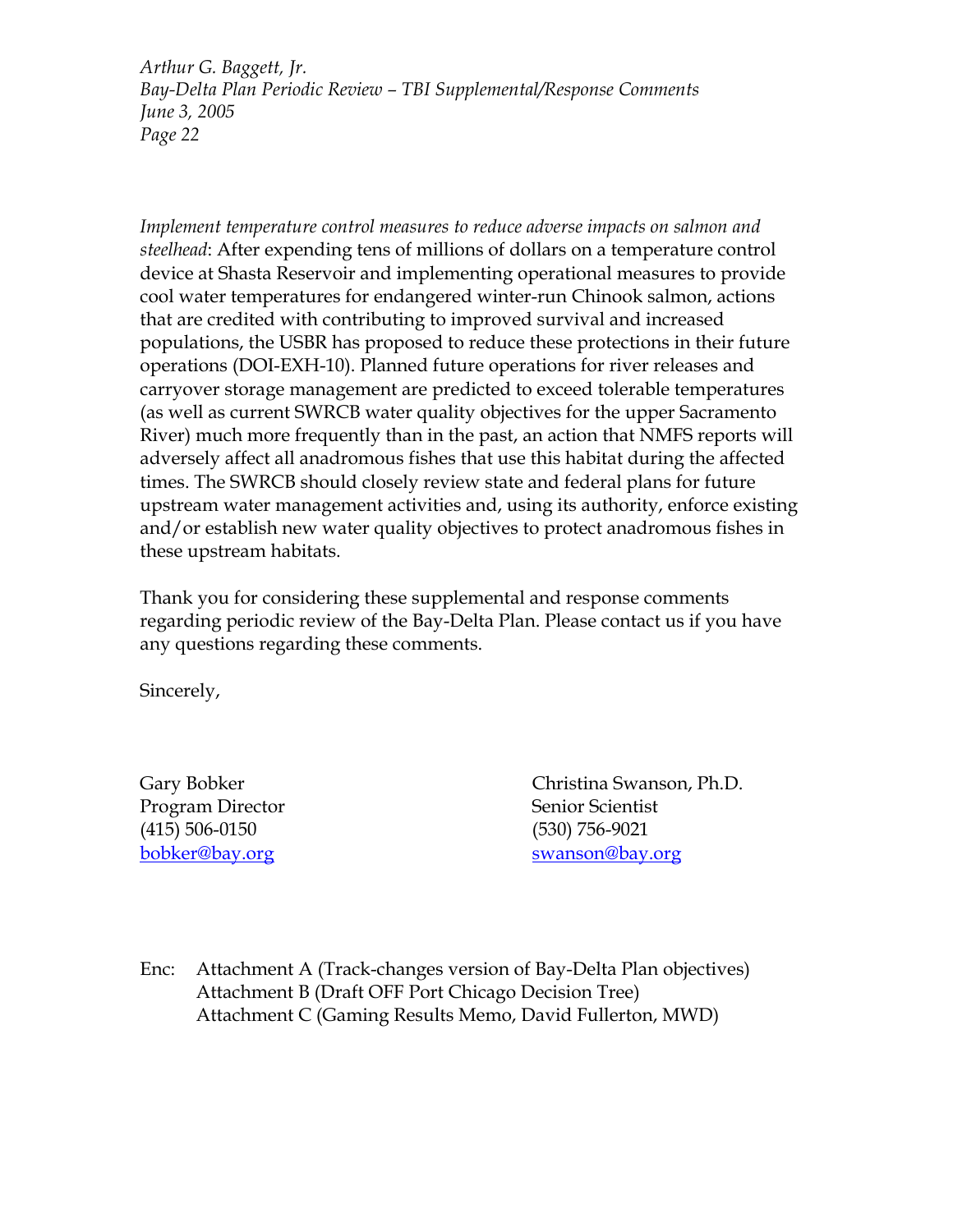*Implement temperature control measures to reduce adverse impacts on salmon and steelhead*: After expending tens of millions of dollars on a temperature control device at Shasta Reservoir and implementing operational measures to provide cool water temperatures for endangered winter-run Chinook salmon, actions that are credited with contributing to improved survival and increased populations, the USBR has proposed to reduce these protections in their future operations (DOI-EXH-10). Planned future operations for river releases and carryover storage management are predicted to exceed tolerable temperatures (as well as current SWRCB water quality objectives for the upper Sacramento River) much more frequently than in the past, an action that NMFS reports will adversely affect all anadromous fishes that use this habitat during the affected times. The SWRCB should closely review state and federal plans for future upstream water management activities and, using its authority, enforce existing and/or establish new water quality objectives to protect anadromous fishes in these upstream habitats.

Thank you for considering these supplemental and response comments regarding periodic review of the Bay-Delta Plan. Please contact us if you have any questions regarding these comments.

Sincerely,

Gary Bobker
Program Director
(415) 506-0150
bobker@bay.org

Christina Swanson, Ph.D.
Senior Scientist
(530) 756-9021
swanson@bay.org

Enc: Attachment A (Track-changes version of Bay-Delta Plan objectives)
Attachment B (Draft OFF Port Chicago Decision Tree)
Attachment C (Gaming Results Memo, David Fullerton, MWD)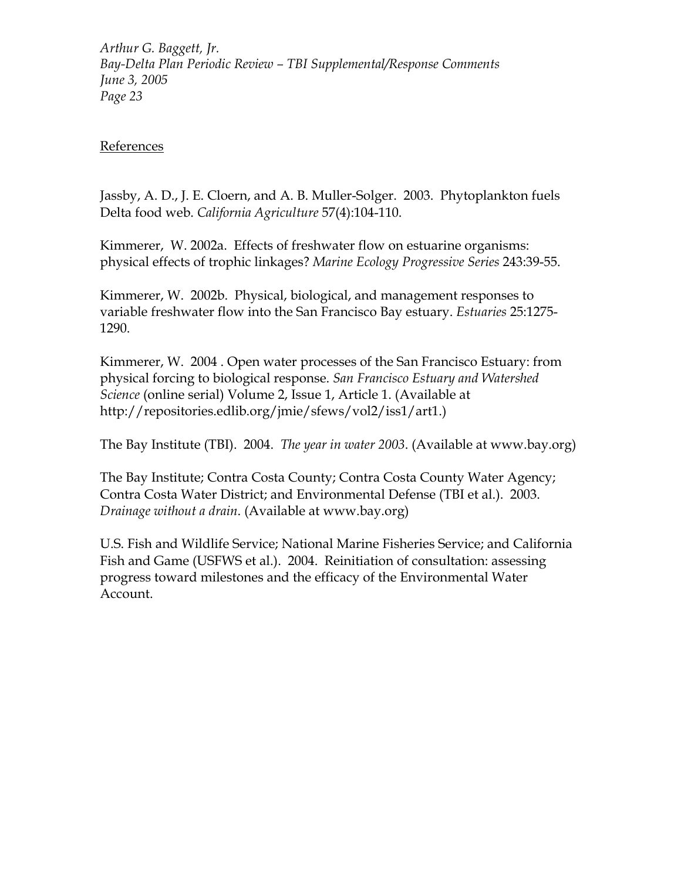References

Jassby, A. D., J. E. Cloern, and A. B. Muller-Solger. 2003. Phytoplankton fuels Delta food web. *California Agriculture* 57(4):104-110.

Kimmerer, W. 2002a. Effects of freshwater flow on estuarine organisms: physical effects of trophic linkages? *Marine Ecology Progressive Series* 243:39-55.

Kimmerer, W. 2002b. Physical, biological, and management responses to variable freshwater flow into the San Francisco Bay estuary. *Estuaries* 25:1275-1290.

Kimmerer, W. 2004 . Open water processes of the San Francisco Estuary: from physical forcing to biological response. *San Francisco Estuary and Watershed Science* (online serial) Volume 2, Issue 1, Article 1. (Available at http://repositories.edlib.org/jmie/sfews/vol2/iss1/art1.)

The Bay Institute (TBI). 2004. *The year in water 2003*. (Available at www.bay.org)

The Bay Institute; Contra Costa County; Contra Costa County Water Agency; Contra Costa Water District; and Environmental Defense (TBI et al.). 2003. *Drainage without a drain*. (Available at www.bay.org)

U.S. Fish and Wildlife Service; National Marine Fisheries Service; and California Fish and Game (USFWS et al.). 2004. Reinitiation of consultation: assessing progress toward milestones and the efficacy of the Environmental Water Account.